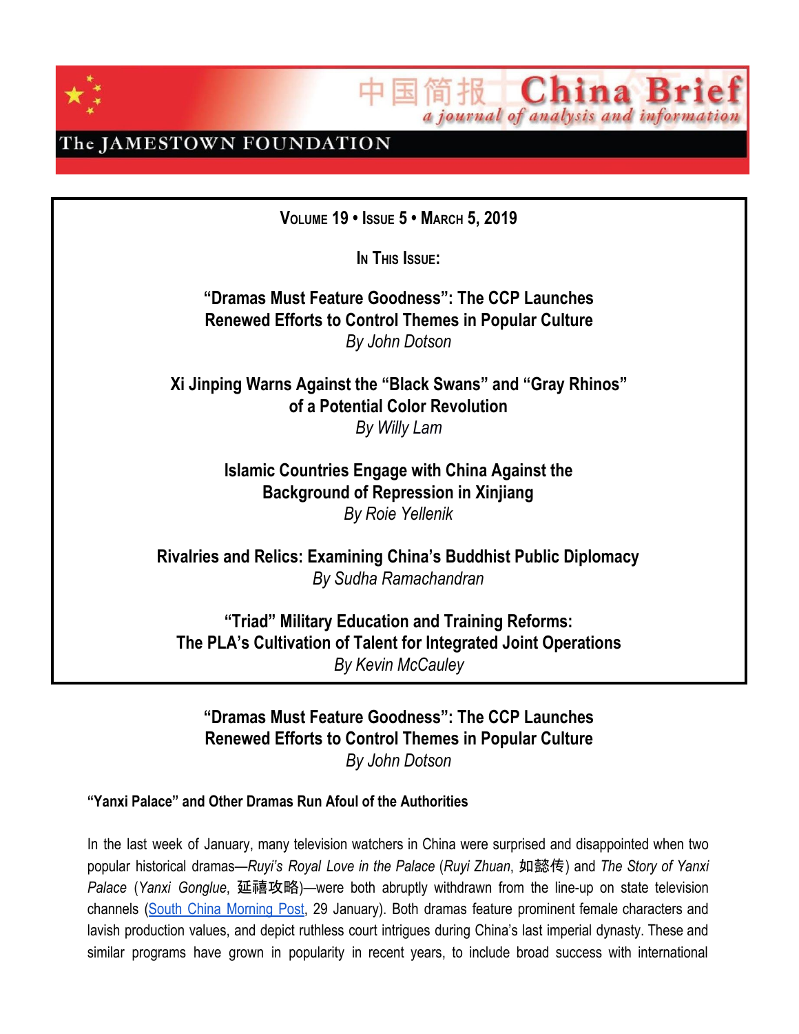中国简报 China Brief
*a journal of analysis and information*

The JAMESTOWN FOUNDATION

**VOLUME 19 • ISSUE 5 • MARCH 5, 2019**

**IN THIS ISSUE:**

**"Dramas Must Feature Goodness": The CCP Launches Renewed Efforts to Control Themes in Popular Culture**
*By John Dotson*

**Xi Jinping Warns Against the "Black Swans" and "Gray Rhinos" of a Potential Color Revolution**
*By Willy Lam*

**Islamic Countries Engage with China Against the Background of Repression in Xinjiang**
*By Roie Yellenik*

**Rivalries and Relics: Examining China's Buddhist Public Diplomacy**
*By Sudha Ramachandran*

**"Triad" Military Education and Training Reforms: The PLA's Cultivation of Talent for Integrated Joint Operations**
*By Kevin McCauley*

# "Dramas Must Feature Goodness": The CCP Launches Renewed Efforts to Control Themes in Popular Culture

*By John Dotson*

### "Yanxi Palace" and Other Dramas Run Afoul of the Authorities

In the last week of January, many television watchers in China were surprised and disappointed when two popular historical dramas—*Ruyi's Royal Love in the Palace* (*Ruyi Zhuan*, 如懿传) and *The Story of Yanxi Palace* (*Yanxi Gonglue*, 延禧攻略)—were both abruptly withdrawn from the line-up on state television channels (South China Morning Post, 29 January). Both dramas feature prominent female characters and lavish production values, and depict ruthless court intrigues during China's last imperial dynasty. These and similar programs have grown in popularity in recent years, to include broad success with international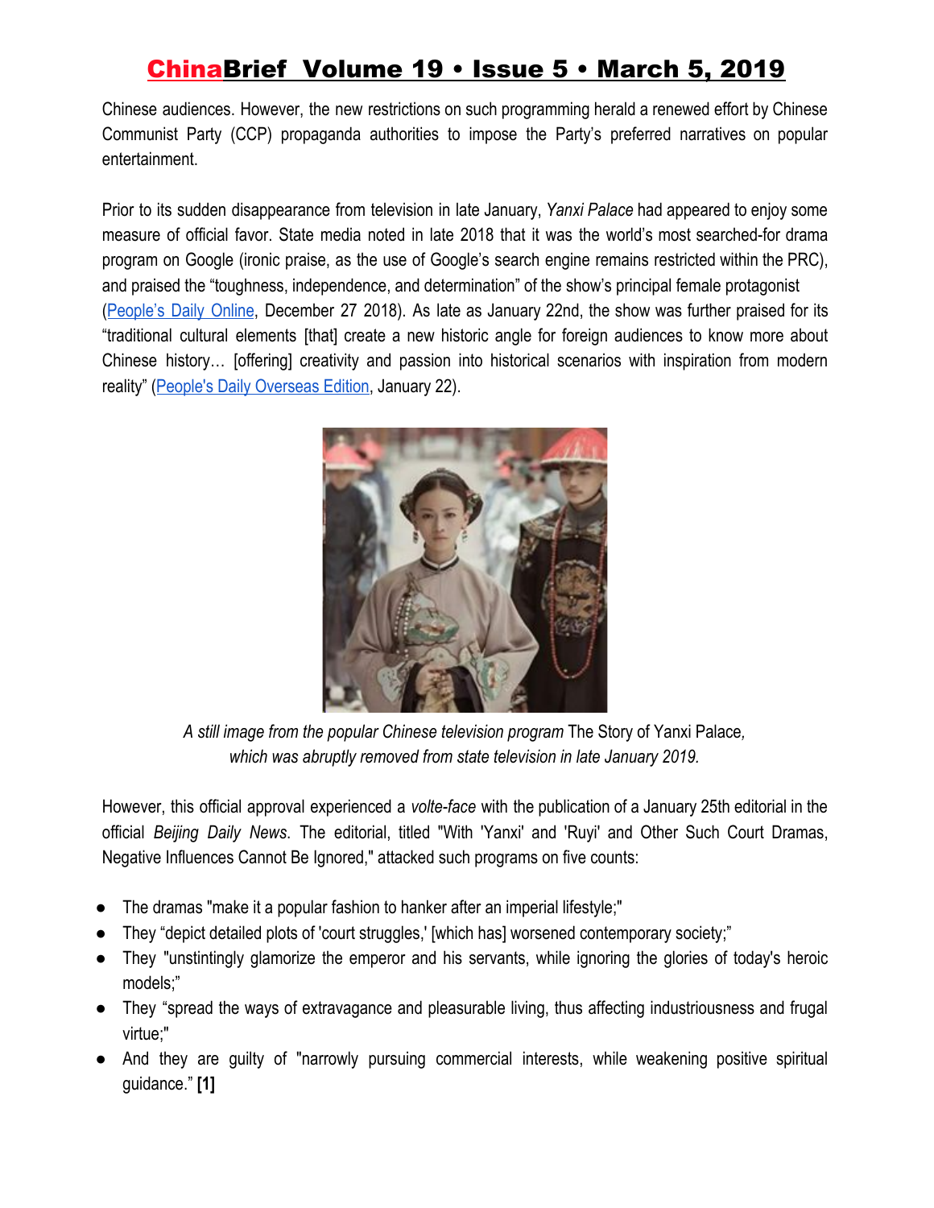Chinese audiences. However, the new restrictions on such programming herald a renewed effort by Chinese Communist Party (CCP) propaganda authorities to impose the Party's preferred narratives on popular entertainment.

Prior to its sudden disappearance from television in late January, *Yanxi Palace* had appeared to enjoy some measure of official favor. State media noted in late 2018 that it was the world's most searched-for drama program on Google (ironic praise, as the use of Google's search engine remains restricted within the PRC), and praised the "toughness, independence, and determination" of the show's principal female protagonist (People's Daily Online, December 27 2018). As late as January 22nd, the show was further praised for its "traditional cultural elements [that] create a new historic angle for foreign audiences to know more about Chinese history… [offering] creativity and passion into historical scenarios with inspiration from modern reality" (People's Daily Overseas Edition, January 22).

*A still image from the popular Chinese television program* The Story of Yanxi Palace*, which was abruptly removed from state television in late January 2019.*

However, this official approval experienced a *volte-face* with the publication of a January 25th editorial in the official *Beijing Daily News*. The editorial, titled "With 'Yanxi' and 'Ruyi' and Other Such Court Dramas, Negative Influences Cannot Be Ignored," attacked such programs on five counts:

- The dramas "make it a popular fashion to hanker after an imperial lifestyle;"
- They "depict detailed plots of 'court struggles,' [which has] worsened contemporary society;"
- They "unstintingly glamorize the emperor and his servants, while ignoring the glories of today's heroic models;"
- They "spread the ways of extravagance and pleasurable living, thus affecting industriousness and frugal virtue;"
- And they are guilty of "narrowly pursuing commercial interests, while weakening positive spiritual guidance." **[1]**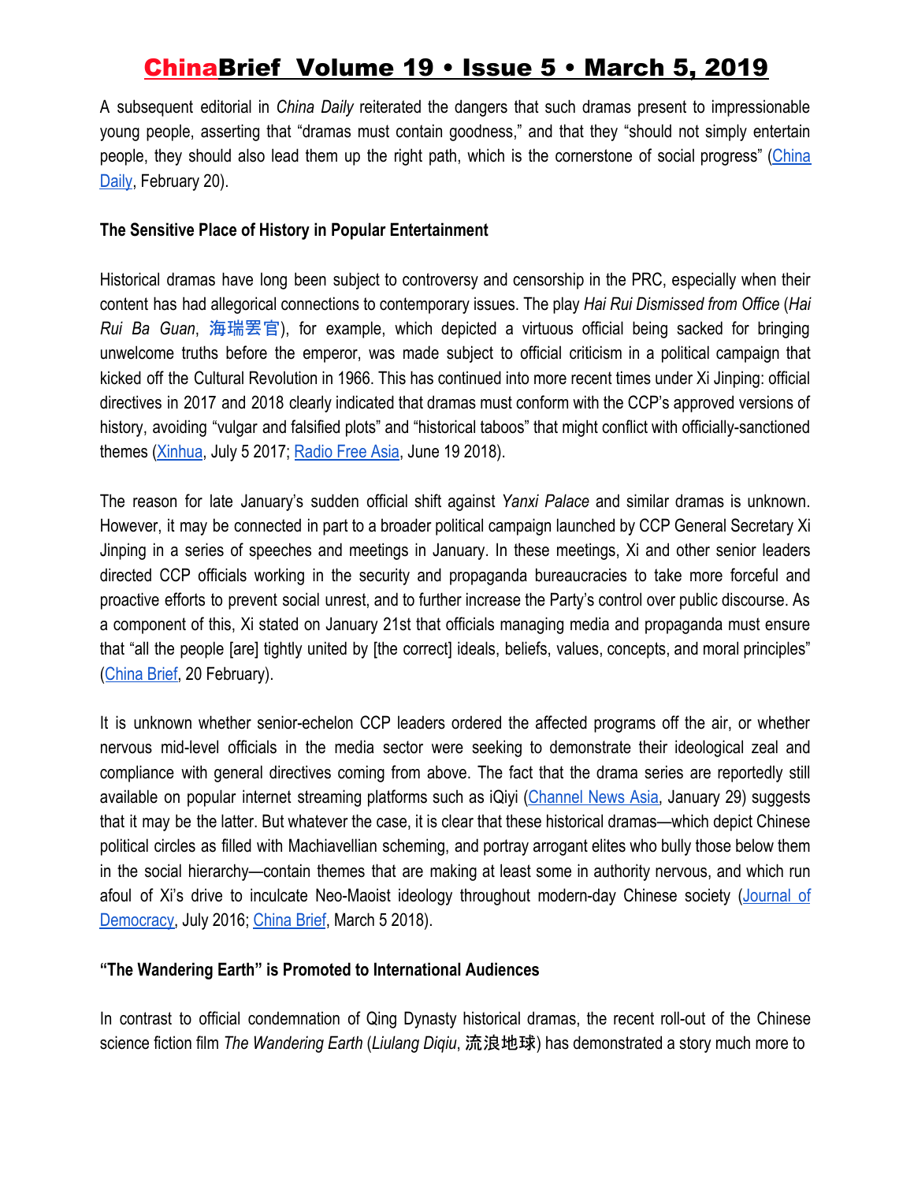A subsequent editorial in *China Daily* reiterated the dangers that such dramas present to impressionable young people, asserting that "dramas must contain goodness," and that they "should not simply entertain people, they should also lead them up the right path, which is the cornerstone of social progress" (China Daily, February 20).

**The Sensitive Place of History in Popular Entertainment**

Historical dramas have long been subject to controversy and censorship in the PRC, especially when their content has had allegorical connections to contemporary issues. The play *Hai Rui Dismissed from Office* (*Hai Rui Ba Guan*, 海瑞罢官), for example, which depicted a virtuous official being sacked for bringing unwelcome truths before the emperor, was made subject to official criticism in a political campaign that kicked off the Cultural Revolution in 1966. This has continued into more recent times under Xi Jinping: official directives in 2017 and 2018 clearly indicated that dramas must conform with the CCP's approved versions of history, avoiding "vulgar and falsified plots" and "historical taboos" that might conflict with officially-sanctioned themes (Xinhua, July 5 2017; Radio Free Asia, June 19 2018).

The reason for late January's sudden official shift against *Yanxi Palace* and similar dramas is unknown. However, it may be connected in part to a broader political campaign launched by CCP General Secretary Xi Jinping in a series of speeches and meetings in January. In these meetings, Xi and other senior leaders directed CCP officials working in the security and propaganda bureaucracies to take more forceful and proactive efforts to prevent social unrest, and to further increase the Party's control over public discourse. As a component of this, Xi stated on January 21st that officials managing media and propaganda must ensure that "all the people [are] tightly united by [the correct] ideals, beliefs, values, concepts, and moral principles" (China Brief, 20 February).

It is unknown whether senior-echelon CCP leaders ordered the affected programs off the air, or whether nervous mid-level officials in the media sector were seeking to demonstrate their ideological zeal and compliance with general directives coming from above. The fact that the drama series are reportedly still available on popular internet streaming platforms such as iQiyi (Channel News Asia, January 29) suggests that it may be the latter. But whatever the case, it is clear that these historical dramas—which depict Chinese political circles as filled with Machiavellian scheming, and portray arrogant elites who bully those below them in the social hierarchy—contain themes that are making at least some in authority nervous, and which run afoul of Xi's drive to inculcate Neo-Maoist ideology throughout modern-day Chinese society (Journal of Democracy, July 2016; China Brief, March 5 2018).

**"The Wandering Earth" is Promoted to International Audiences**

In contrast to official condemnation of Qing Dynasty historical dramas, the recent roll-out of the Chinese science fiction film *The Wandering Earth* (*Liulang Diqiu*, 流浪地球) has demonstrated a story much more to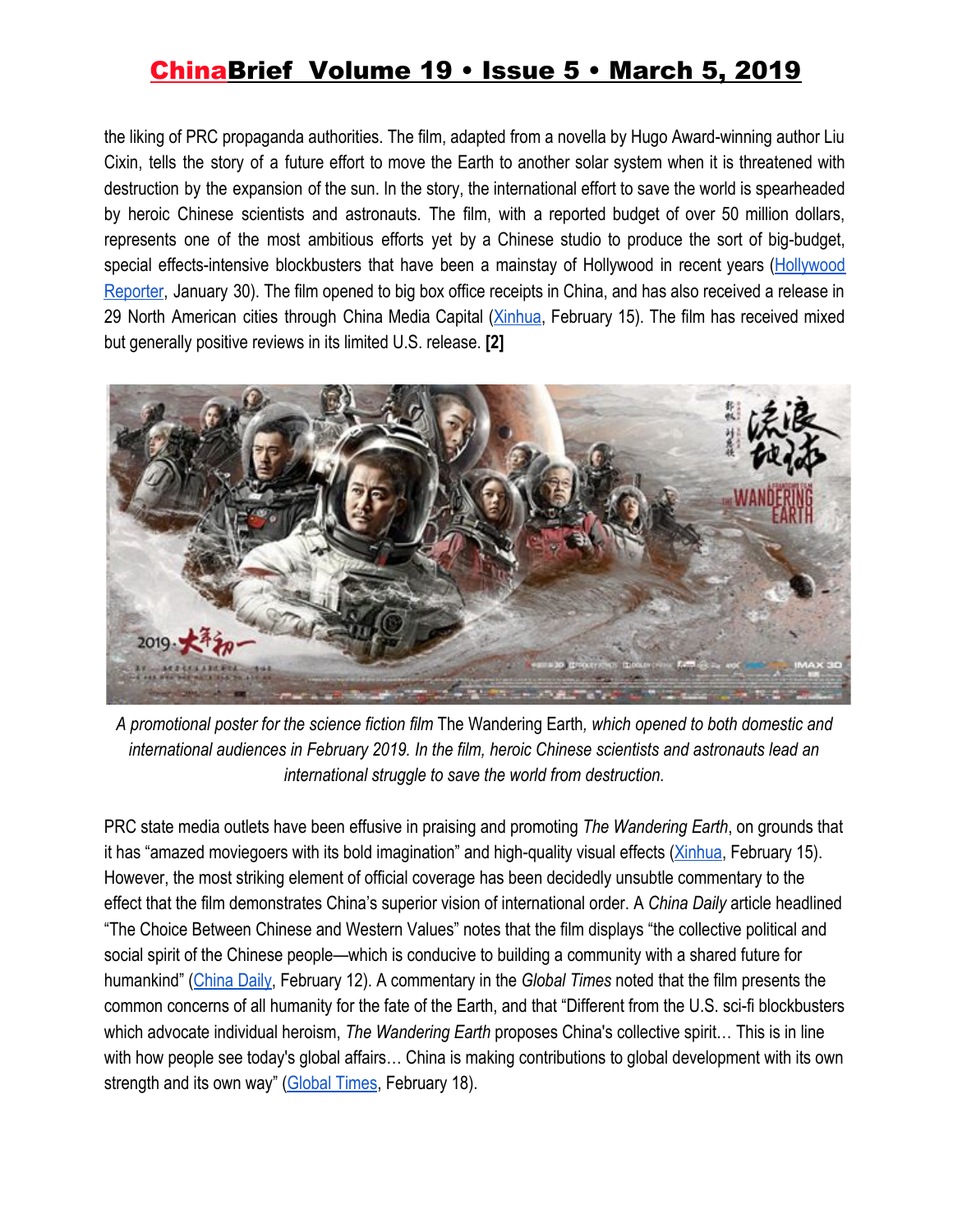the liking of PRC propaganda authorities. The film, adapted from a novella by Hugo Award-winning author Liu Cixin, tells the story of a future effort to move the Earth to another solar system when it is threatened with destruction by the expansion of the sun. In the story, the international effort to save the world is spearheaded by heroic Chinese scientists and astronauts. The film, with a reported budget of over 50 million dollars, represents one of the most ambitious efforts yet by a Chinese studio to produce the sort of big-budget, special effects-intensive blockbusters that have been a mainstay of Hollywood in recent years (Hollywood Reporter, January 30). The film opened to big box office receipts in China, and has also received a release in 29 North American cities through China Media Capital (Xinhua, February 15). The film has received mixed but generally positive reviews in its limited U.S. release. **[2]**

*A promotional poster for the science fiction film* The Wandering Earth*, which opened to both domestic and international audiences in February 2019. In the film, heroic Chinese scientists and astronauts lead an international struggle to save the world from destruction.*

PRC state media outlets have been effusive in praising and promoting *The Wandering Earth*, on grounds that it has "amazed moviegoers with its bold imagination" and high-quality visual effects (Xinhua, February 15). However, the most striking element of official coverage has been decidedly unsubtle commentary to the effect that the film demonstrates China's superior vision of international order. A *China Daily* article headlined "The Choice Between Chinese and Western Values" notes that the film displays "the collective political and social spirit of the Chinese people—which is conducive to building a community with a shared future for humankind" (China Daily, February 12). A commentary in the *Global Times* noted that the film presents the common concerns of all humanity for the fate of the Earth, and that "Different from the U.S. sci-fi blockbusters which advocate individual heroism, *The Wandering Earth* proposes China's collective spirit… This is in line with how people see today's global affairs… China is making contributions to global development with its own strength and its own way" (Global Times, February 18).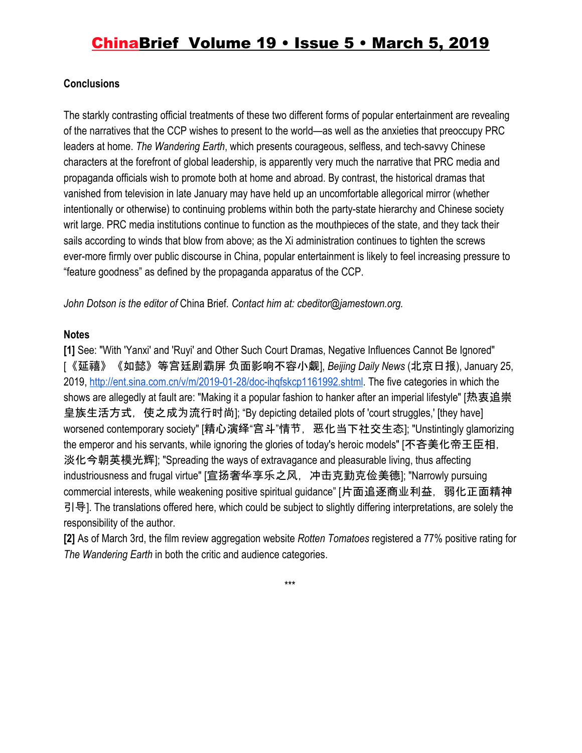## Conclusions

The starkly contrasting official treatments of these two different forms of popular entertainment are revealing of the narratives that the CCP wishes to present to the world—as well as the anxieties that preoccupy PRC leaders at home. *The Wandering Earth*, which presents courageous, selfless, and tech-savvy Chinese characters at the forefront of global leadership, is apparently very much the narrative that PRC media and propaganda officials wish to promote both at home and abroad. By contrast, the historical dramas that vanished from television in late January may have held up an uncomfortable allegorical mirror (whether intentionally or otherwise) to continuing problems within both the party-state hierarchy and Chinese society writ large. PRC media institutions continue to function as the mouthpieces of the state, and they tack their sails according to winds that blow from above; as the Xi administration continues to tighten the screws ever-more firmly over public discourse in China, popular entertainment is likely to feel increasing pressure to "feature goodness" as defined by the propaganda apparatus of the CCP.

*John Dotson is the editor of* China Brief*. Contact him at: cbeditor@jamestown.org.*

## Notes

**[1]** See: "With 'Yanxi' and 'Ruyi' and Other Such Court Dramas, Negative Influences Cannot Be Ignored" [《延禧》《如懿》等宫廷剧霸屏 负面影响不容小觑], *Beijing Daily News* (北京日报), January 25, 2019, http://ent.sina.com.cn/v/m/2019-01-28/doc-ihqfskcp1161992.shtml. The five categories in which the shows are allegedly at fault are: "Making it a popular fashion to hanker after an imperial lifestyle" [热衷追崇皇族生活方式，使之成为流行时尚]; "By depicting detailed plots of 'court struggles,' [they have] worsened contemporary society" [精心演绎"宫斗"情节，恶化当下社交生态]; "Unstintingly glamorizing the emperor and his servants, while ignoring the glories of today's heroic models" [不吝美化帝王臣相，淡化今朝英模光辉]; "Spreading the ways of extravagance and pleasurable living, thus affecting industriousness and frugal virtue" [宣扬奢华享乐之风，冲击克勤克俭美德]; "Narrowly pursuing commercial interests, while weakening positive spiritual guidance" [片面追逐商业利益，弱化正面精神引导]. The translations offered here, which could be subject to slightly differing interpretations, are solely the responsibility of the author.

**[2]** As of March 3rd, the film review aggregation website *Rotten Tomatoes* registered a 77% positive rating for *The Wandering Earth* in both the critic and audience categories.

***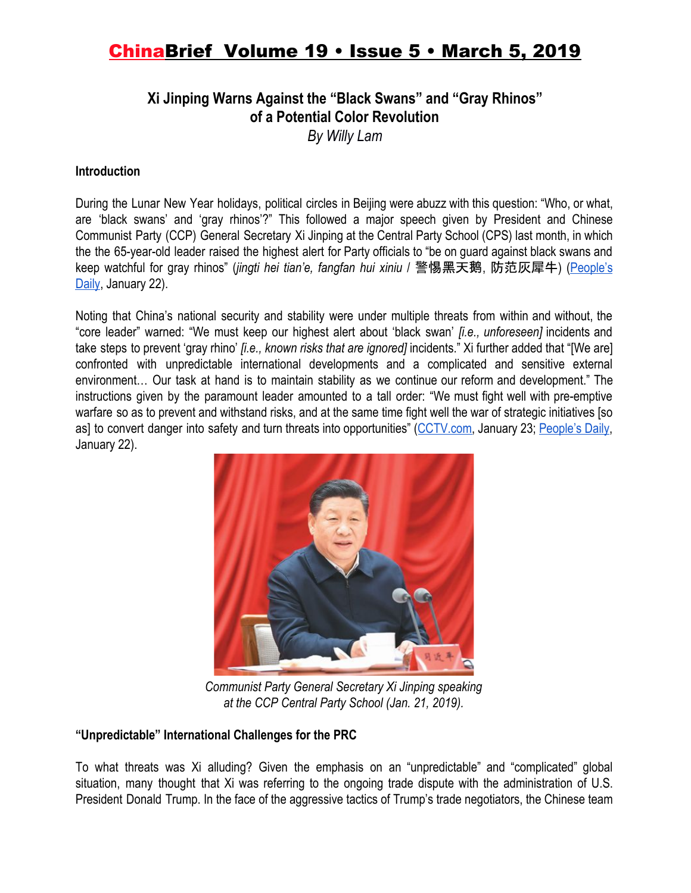## Xi Jinping Warns Against the "Black Swans" and "Gray Rhinos" of a Potential Color Revolution

*By Willy Lam*

### Introduction

During the Lunar New Year holidays, political circles in Beijing were abuzz with this question: "Who, or what, are 'black swans' and 'gray rhinos'?" This followed a major speech given by President and Chinese Communist Party (CCP) General Secretary Xi Jinping at the Central Party School (CPS) last month, in which the the 65-year-old leader raised the highest alert for Party officials to "be on guard against black swans and keep watchful for gray rhinos" (*jingti hei tian'e, fangfan hui xiniu* / 警惕黑天鹅，防范灰犀牛) (People's Daily, January 22).

Noting that China's national security and stability were under multiple threats from within and without, the "core leader" warned: "We must keep our highest alert about 'black swan' *[i.e., unforeseen]* incidents and take steps to prevent 'gray rhino' *[i.e., known risks that are ignored]* incidents." Xi further added that "[We are] confronted with unpredictable international developments and a complicated and sensitive external environment… Our task at hand is to maintain stability as we continue our reform and development." The instructions given by the paramount leader amounted to a tall order: "We must fight well with pre-emptive warfare so as to prevent and withstand risks, and at the same time fight well the war of strategic initiatives [so as] to convert danger into safety and turn threats into opportunities" (CCTV.com, January 23; People's Daily, January 22).

*Communist Party General Secretary Xi Jinping speaking at the CCP Central Party School (Jan. 21, 2019).*

### "Unpredictable" International Challenges for the PRC

To what threats was Xi alluding? Given the emphasis on an "unpredictable" and "complicated" global situation, many thought that Xi was referring to the ongoing trade dispute with the administration of U.S. President Donald Trump. In the face of the aggressive tactics of Trump's trade negotiators, the Chinese team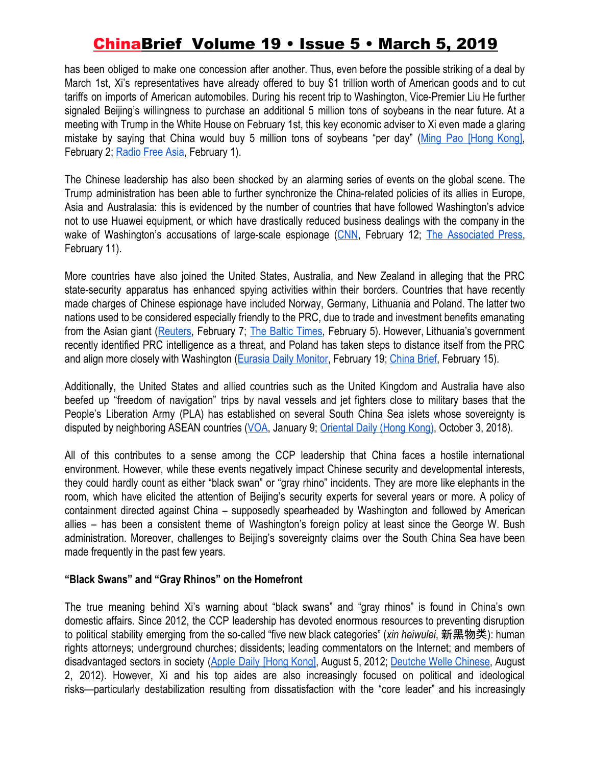has been obliged to make one concession after another. Thus, even before the possible striking of a deal by March 1st, Xi's representatives have already offered to buy $1 trillion worth of American goods and to cut tariffs on imports of American automobiles. During his recent trip to Washington, Vice-Premier Liu He further signaled Beijing's willingness to purchase an additional 5 million tons of soybeans in the near future. At a meeting with Trump in the White House on February 1st, this key economic adviser to Xi even made a glaring mistake by saying that China would buy 5 million tons of soybeans "per day" (Ming Pao [Hong Kong], February 2; Radio Free Asia, February 1).

The Chinese leadership has also been shocked by an alarming series of events on the global scene. The Trump administration has been able to further synchronize the China-related policies of its allies in Europe, Asia and Australasia: this is evidenced by the number of countries that have followed Washington's advice not to use Huawei equipment, or which have drastically reduced business dealings with the company in the wake of Washington's accusations of large-scale espionage (CNN, February 12; The Associated Press, February 11).

More countries have also joined the United States, Australia, and New Zealand in alleging that the PRC state-security apparatus has enhanced spying activities within their borders. Countries that have recently made charges of Chinese espionage have included Norway, Germany, Lithuania and Poland. The latter two nations used to be considered especially friendly to the PRC, due to trade and investment benefits emanating from the Asian giant (Reuters, February 7; The Baltic Times, February 5). However, Lithuania's government recently identified PRC intelligence as a threat, and Poland has taken steps to distance itself from the PRC and align more closely with Washington (Eurasia Daily Monitor, February 19; China Brief, February 15).

Additionally, the United States and allied countries such as the United Kingdom and Australia have also beefed up "freedom of navigation" trips by naval vessels and jet fighters close to military bases that the People's Liberation Army (PLA) has established on several South China Sea islets whose sovereignty is disputed by neighboring ASEAN countries (VOA, January 9; Oriental Daily (Hong Kong), October 3, 2018).

All of this contributes to a sense among the CCP leadership that China faces a hostile international environment. However, while these events negatively impact Chinese security and developmental interests, they could hardly count as either "black swan" or "gray rhino" incidents. They are more like elephants in the room, which have elicited the attention of Beijing's security experts for several years or more. A policy of containment directed against China – supposedly spearheaded by Washington and followed by American allies – has been a consistent theme of Washington's foreign policy at least since the George W. Bush administration. Moreover, challenges to Beijing's sovereignty claims over the South China Sea have been made frequently in the past few years.

**"Black Swans" and "Gray Rhinos" on the Homefront**

The true meaning behind Xi's warning about "black swans" and "gray rhinos" is found in China's own domestic affairs. Since 2012, the CCP leadership has devoted enormous resources to preventing disruption to political stability emerging from the so-called "five new black categories" (*xin heiwulei*, 新黑物类): human rights attorneys; underground churches; dissidents; leading commentators on the Internet; and members of disadvantaged sectors in society (Apple Daily [Hong Kong], August 5, 2012; Deutche Welle Chinese, August 2, 2012). However, Xi and his top aides are also increasingly focused on political and ideological risks—particularly destabilization resulting from dissatisfaction with the "core leader" and his increasingly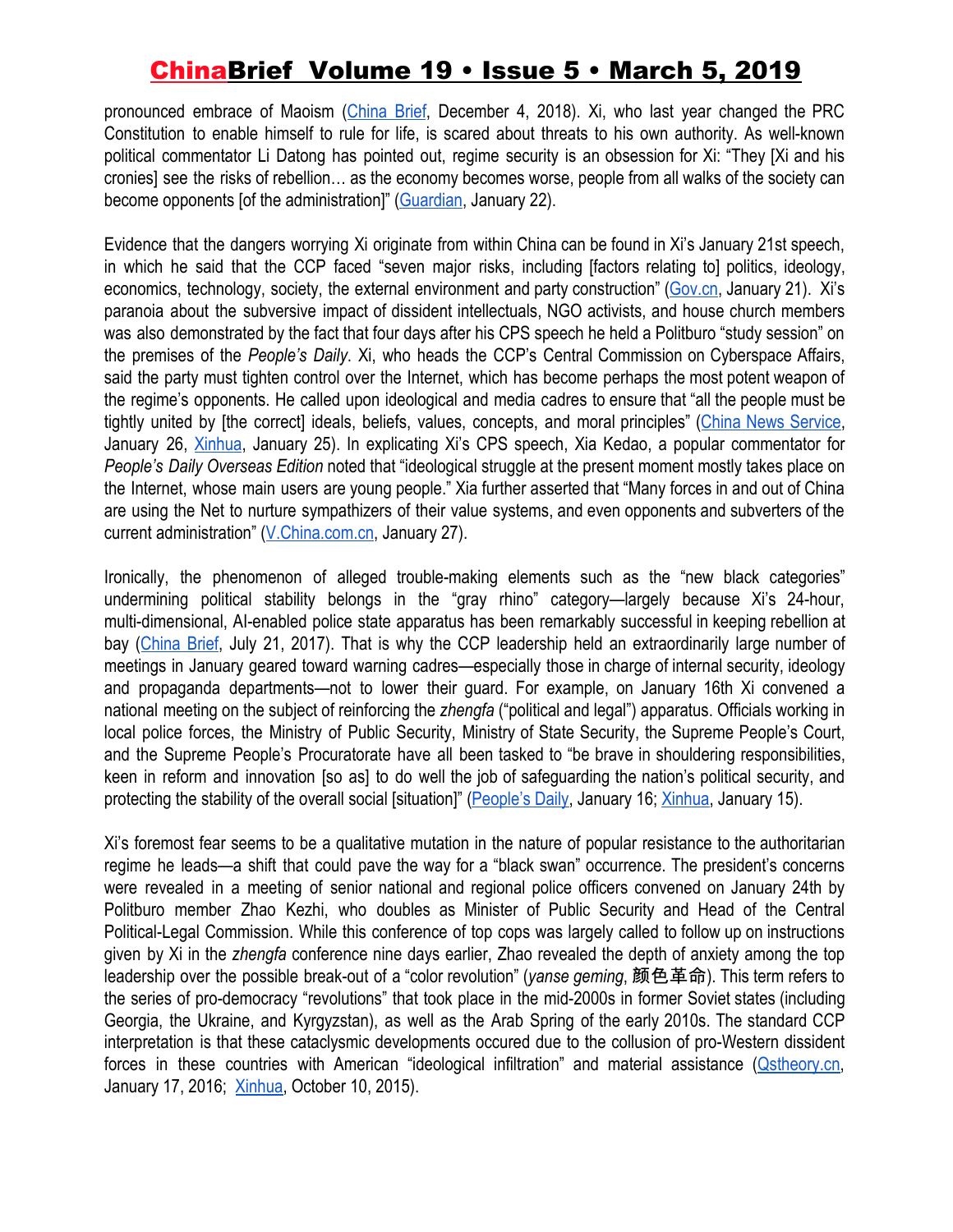pronounced embrace of Maoism (China Brief, December 4, 2018). Xi, who last year changed the PRC Constitution to enable himself to rule for life, is scared about threats to his own authority. As well-known political commentator Li Datong has pointed out, regime security is an obsession for Xi: "They [Xi and his cronies] see the risks of rebellion… as the economy becomes worse, people from all walks of the society can become opponents [of the administration]" (Guardian, January 22).

Evidence that the dangers worrying Xi originate from within China can be found in Xi's January 21st speech, in which he said that the CCP faced "seven major risks, including [factors relating to] politics, ideology, economics, technology, society, the external environment and party construction" (Gov.cn, January 21). Xi's paranoia about the subversive impact of dissident intellectuals, NGO activists, and house church members was also demonstrated by the fact that four days after his CPS speech he held a Politburo "study session" on the premises of the *People's Daily*. Xi, who heads the CCP's Central Commission on Cyberspace Affairs, said the party must tighten control over the Internet, which has become perhaps the most potent weapon of the regime's opponents. He called upon ideological and media cadres to ensure that "all the people must be tightly united by [the correct] ideals, beliefs, values, concepts, and moral principles" (China News Service, January 26, Xinhua, January 25). In explicating Xi's CPS speech, Xia Kedao, a popular commentator for *People's Daily Overseas Edition* noted that "ideological struggle at the present moment mostly takes place on the Internet, whose main users are young people." Xia further asserted that "Many forces in and out of China are using the Net to nurture sympathizers of their value systems, and even opponents and subverters of the current administration" (V.China.com.cn, January 27).

Ironically, the phenomenon of alleged trouble-making elements such as the "new black categories" undermining political stability belongs in the "gray rhino" category—largely because Xi's 24-hour, multi-dimensional, AI-enabled police state apparatus has been remarkably successful in keeping rebellion at bay (China Brief, July 21, 2017). That is why the CCP leadership held an extraordinarily large number of meetings in January geared toward warning cadres—especially those in charge of internal security, ideology and propaganda departments—not to lower their guard. For example, on January 16th Xi convened a national meeting on the subject of reinforcing the *zhengfa* ("political and legal") apparatus. Officials working in local police forces, the Ministry of Public Security, Ministry of State Security, the Supreme People's Court, and the Supreme People's Procuratorate have all been tasked to "be brave in shouldering responsibilities, keen in reform and innovation [so as] to do well the job of safeguarding the nation's political security, and protecting the stability of the overall social [situation]" (People's Daily, January 16; Xinhua, January 15).

Xi's foremost fear seems to be a qualitative mutation in the nature of popular resistance to the authoritarian regime he leads—a shift that could pave the way for a "black swan" occurrence. The president's concerns were revealed in a meeting of senior national and regional police officers convened on January 24th by Politburo member Zhao Kezhi, who doubles as Minister of Public Security and Head of the Central Political-Legal Commission. While this conference of top cops was largely called to follow up on instructions given by Xi in the *zhengfa* conference nine days earlier, Zhao revealed the depth of anxiety among the top leadership over the possible break-out of a "color revolution" (*yanse geming*, 颜色革命). This term refers to the series of pro-democracy "revolutions" that took place in the mid-2000s in former Soviet states (including Georgia, the Ukraine, and Kyrgyzstan), as well as the Arab Spring of the early 2010s. The standard CCP interpretation is that these cataclysmic developments occured due to the collusion of pro-Western dissident forces in these countries with American "ideological infiltration" and material assistance (Qstheory.cn, January 17, 2016; Xinhua, October 10, 2015).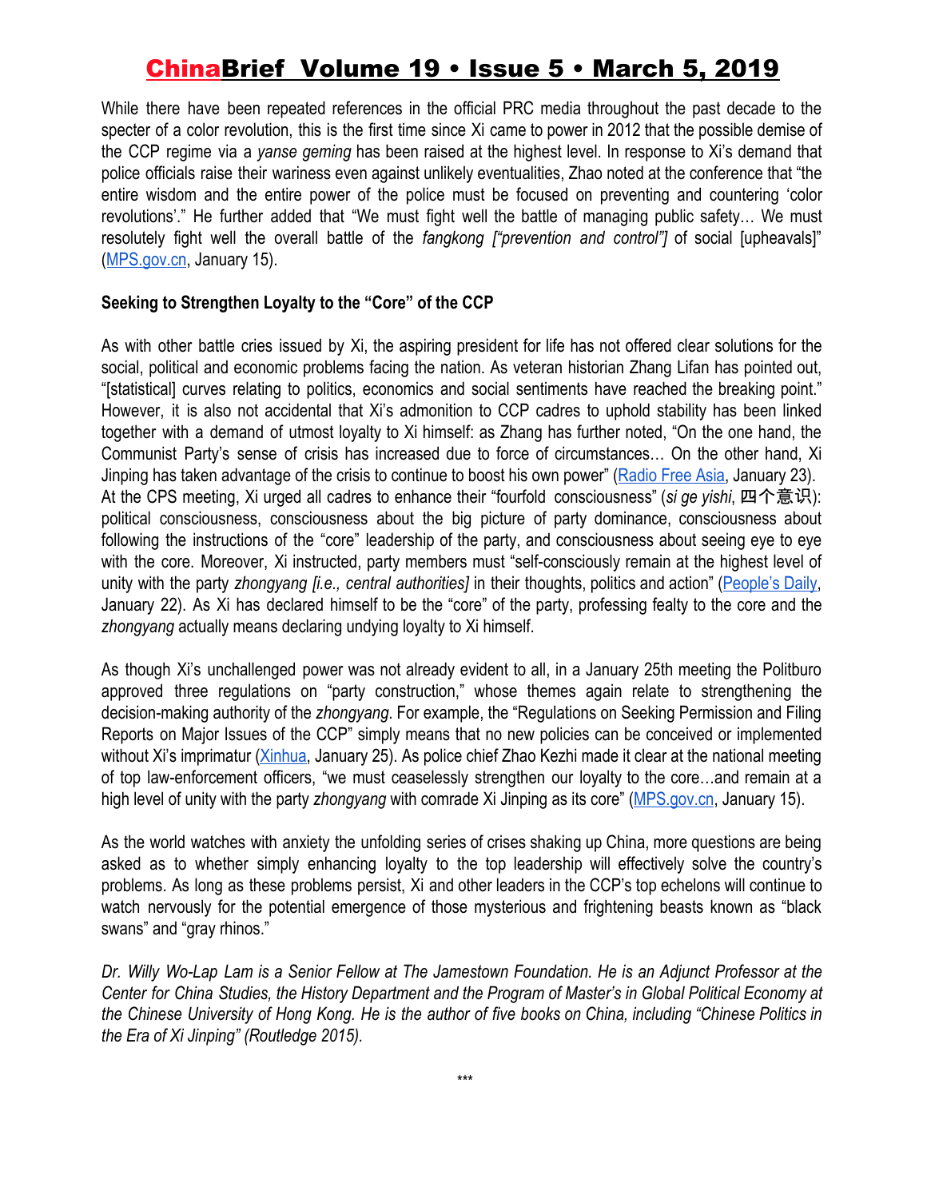While there have been repeated references in the official PRC media throughout the past decade to the specter of a color revolution, this is the first time since Xi came to power in 2012 that the possible demise of the CCP regime via a *yanse geming* has been raised at the highest level. In response to Xi's demand that police officials raise their wariness even against unlikely eventualities, Zhao noted at the conference that "the entire wisdom and the entire power of the police must be focused on preventing and countering 'color revolutions'." He further added that "We must fight well the battle of managing public safety… We must resolutely fight well the overall battle of the *fangkong ["prevention and control"]* of social [upheavals]" (MPS.gov.cn, January 15).

**Seeking to Strengthen Loyalty to the "Core" of the CCP**

As with other battle cries issued by Xi, the aspiring president for life has not offered clear solutions for the social, political and economic problems facing the nation. As veteran historian Zhang Lifan has pointed out, "[statistical] curves relating to politics, economics and social sentiments have reached the breaking point." However, it is also not accidental that Xi's admonition to CCP cadres to uphold stability has been linked together with a demand of utmost loyalty to Xi himself: as Zhang has further noted, "On the one hand, the Communist Party's sense of crisis has increased due to force of circumstances… On the other hand, Xi Jinping has taken advantage of the crisis to continue to boost his own power" (Radio Free Asia, January 23). At the CPS meeting, Xi urged all cadres to enhance their "fourfold consciousness" (*si ge yishi*, 四个意识): political consciousness, consciousness about the big picture of party dominance, consciousness about following the instructions of the "core" leadership of the party, and consciousness about seeing eye to eye with the core. Moreover, Xi instructed, party members must "self-consciously remain at the highest level of unity with the party *zhongyang [i.e., central authorities]* in their thoughts, politics and action" (People's Daily, January 22). As Xi has declared himself to be the "core" of the party, professing fealty to the core and the *zhongyang* actually means declaring undying loyalty to Xi himself.

As though Xi's unchallenged power was not already evident to all, in a January 25th meeting the Politburo approved three regulations on "party construction," whose themes again relate to strengthening the decision-making authority of the *zhongyang*. For example, the "Regulations on Seeking Permission and Filing Reports on Major Issues of the CCP" simply means that no new policies can be conceived or implemented without Xi's imprimatur (Xinhua, January 25). As police chief Zhao Kezhi made it clear at the national meeting of top law-enforcement officers, "we must ceaselessly strengthen our loyalty to the core…and remain at a high level of unity with the party *zhongyang* with comrade Xi Jinping as its core" (MPS.gov.cn, January 15).

As the world watches with anxiety the unfolding series of crises shaking up China, more questions are being asked as to whether simply enhancing loyalty to the top leadership will effectively solve the country's problems. As long as these problems persist, Xi and other leaders in the CCP's top echelons will continue to watch nervously for the potential emergence of those mysterious and frightening beasts known as "black swans" and "gray rhinos."

*Dr. Willy Wo-Lap Lam is a Senior Fellow at The Jamestown Foundation. He is an Adjunct Professor at the Center for China Studies, the History Department and the Program of Master's in Global Political Economy at the Chinese University of Hong Kong. He is the author of five books on China, including "Chinese Politics in the Era of Xi Jinping" (Routledge 2015).*

***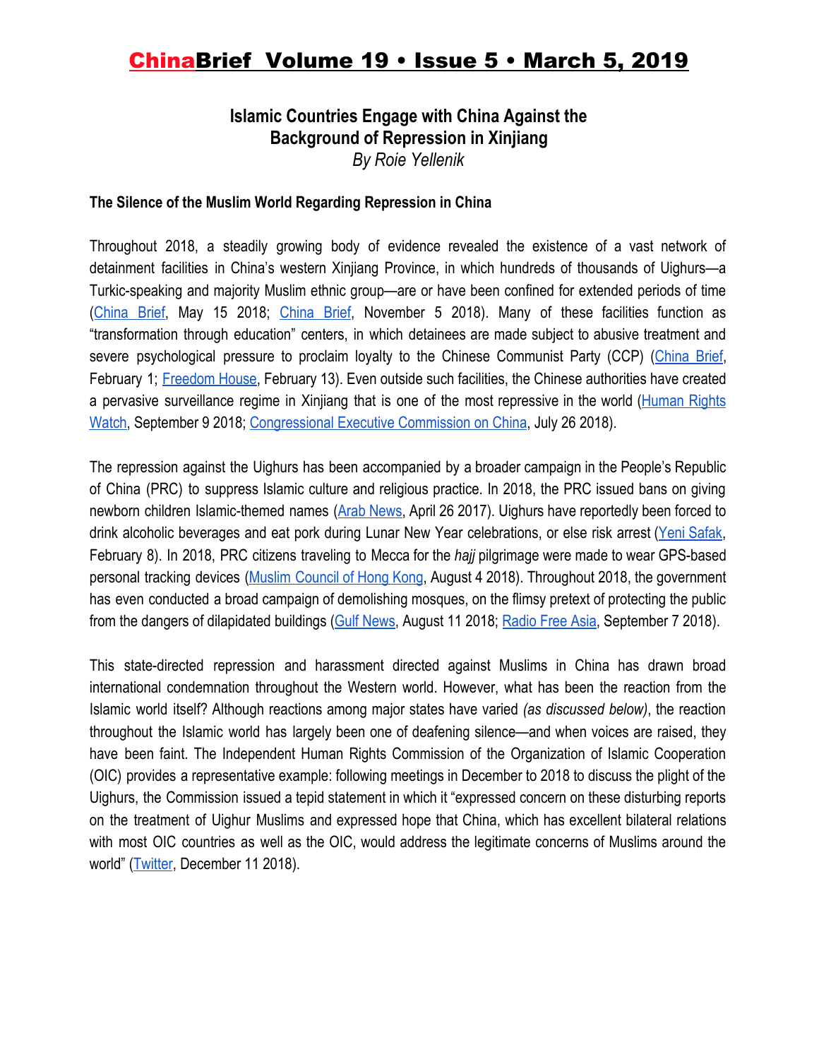## Islamic Countries Engage with China Against the Background of Repression in Xinjiang

*By Roie Yellenik*

### The Silence of the Muslim World Regarding Repression in China

Throughout 2018, a steadily growing body of evidence revealed the existence of a vast network of detainment facilities in China's western Xinjiang Province, in which hundreds of thousands of Uighurs—a Turkic-speaking and majority Muslim ethnic group—are or have been confined for extended periods of time (China Brief, May 15 2018; China Brief, November 5 2018). Many of these facilities function as "transformation through education" centers, in which detainees are made subject to abusive treatment and severe psychological pressure to proclaim loyalty to the Chinese Communist Party (CCP) (China Brief, February 1; Freedom House, February 13). Even outside such facilities, the Chinese authorities have created a pervasive surveillance regime in Xinjiang that is one of the most repressive in the world (Human Rights Watch, September 9 2018; Congressional Executive Commission on China, July 26 2018).

The repression against the Uighurs has been accompanied by a broader campaign in the People's Republic of China (PRC) to suppress Islamic culture and religious practice. In 2018, the PRC issued bans on giving newborn children Islamic-themed names (Arab News, April 26 2017). Uighurs have reportedly been forced to drink alcoholic beverages and eat pork during Lunar New Year celebrations, or else risk arrest (Yeni Safak, February 8). In 2018, PRC citizens traveling to Mecca for the *hajj* pilgrimage were made to wear GPS-based personal tracking devices (Muslim Council of Hong Kong, August 4 2018). Throughout 2018, the government has even conducted a broad campaign of demolishing mosques, on the flimsy pretext of protecting the public from the dangers of dilapidated buildings (Gulf News, August 11 2018; Radio Free Asia, September 7 2018).

This state-directed repression and harassment directed against Muslims in China has drawn broad international condemnation throughout the Western world. However, what has been the reaction from the Islamic world itself? Although reactions among major states have varied *(as discussed below)*, the reaction throughout the Islamic world has largely been one of deafening silence—and when voices are raised, they have been faint. The Independent Human Rights Commission of the Organization of Islamic Cooperation (OIC) provides a representative example: following meetings in December to 2018 to discuss the plight of the Uighurs, the Commission issued a tepid statement in which it "expressed concern on these disturbing reports on the treatment of Uighur Muslims and expressed hope that China, which has excellent bilateral relations with most OIC countries as well as the OIC, would address the legitimate concerns of Muslims around the world" (Twitter, December 11 2018).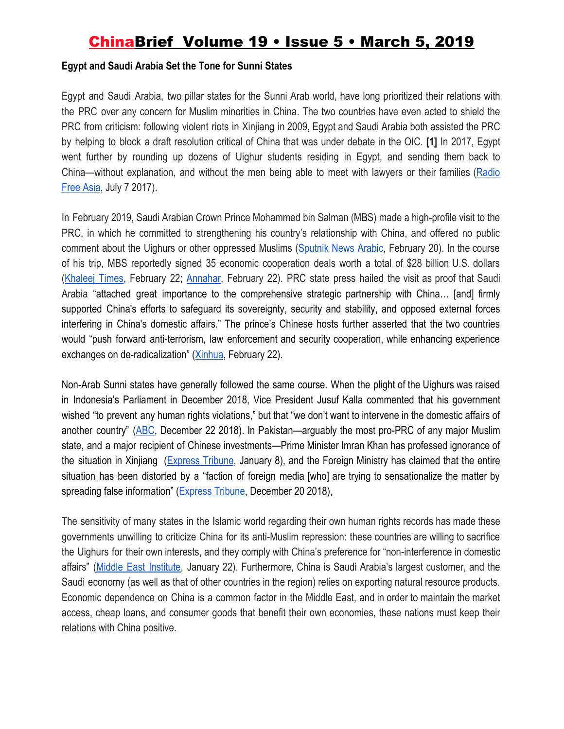**Egypt and Saudi Arabia Set the Tone for Sunni States**

Egypt and Saudi Arabia, two pillar states for the Sunni Arab world, have long prioritized their relations with the PRC over any concern for Muslim minorities in China. The two countries have even acted to shield the PRC from criticism: following violent riots in Xinjiang in 2009, Egypt and Saudi Arabia both assisted the PRC by helping to block a draft resolution critical of China that was under debate in the OIC. **[1]** In 2017, Egypt went further by rounding up dozens of Uighur students residing in Egypt, and sending them back to China—without explanation, and without the men being able to meet with lawyers or their families (Radio Free Asia, July 7 2017).

In February 2019, Saudi Arabian Crown Prince Mohammed bin Salman (MBS) made a high-profile visit to the PRC, in which he committed to strengthening his country's relationship with China, and offered no public comment about the Uighurs or other oppressed Muslims (Sputnik News Arabic, February 20). In the course of his trip, MBS reportedly signed 35 economic cooperation deals worth a total of $28 billion U.S. dollars (Khaleej Times, February 22; Annahar, February 22). PRC state press hailed the visit as proof that Saudi Arabia "attached great importance to the comprehensive strategic partnership with China… [and] firmly supported China's efforts to safeguard its sovereignty, security and stability, and opposed external forces interfering in China's domestic affairs." The prince's Chinese hosts further asserted that the two countries would "push forward anti-terrorism, law enforcement and security cooperation, while enhancing experience exchanges on de-radicalization" (Xinhua, February 22).

Non-Arab Sunni states have generally followed the same course. When the plight of the Uighurs was raised in Indonesia's Parliament in December 2018, Vice President Jusuf Kalla commented that his government wished "to prevent any human rights violations," but that "we don't want to intervene in the domestic affairs of another country" (ABC, December 22 2018). In Pakistan—arguably the most pro-PRC of any major Muslim state, and a major recipient of Chinese investments—Prime Minister Imran Khan has professed ignorance of the situation in Xinjiang (Express Tribune, January 8), and the Foreign Ministry has claimed that the entire situation has been distorted by a "faction of foreign media [who] are trying to sensationalize the matter by spreading false information" (Express Tribune, December 20 2018),

The sensitivity of many states in the Islamic world regarding their own human rights records has made these governments unwilling to criticize China for its anti-Muslim repression: these countries are willing to sacrifice the Uighurs for their own interests, and they comply with China's preference for "non-interference in domestic affairs" (Middle East Institute, January 22). Furthermore, China is Saudi Arabia's largest customer, and the Saudi economy (as well as that of other countries in the region) relies on exporting natural resource products. Economic dependence on China is a common factor in the Middle East, and in order to maintain the market access, cheap loans, and consumer goods that benefit their own economies, these nations must keep their relations with China positive.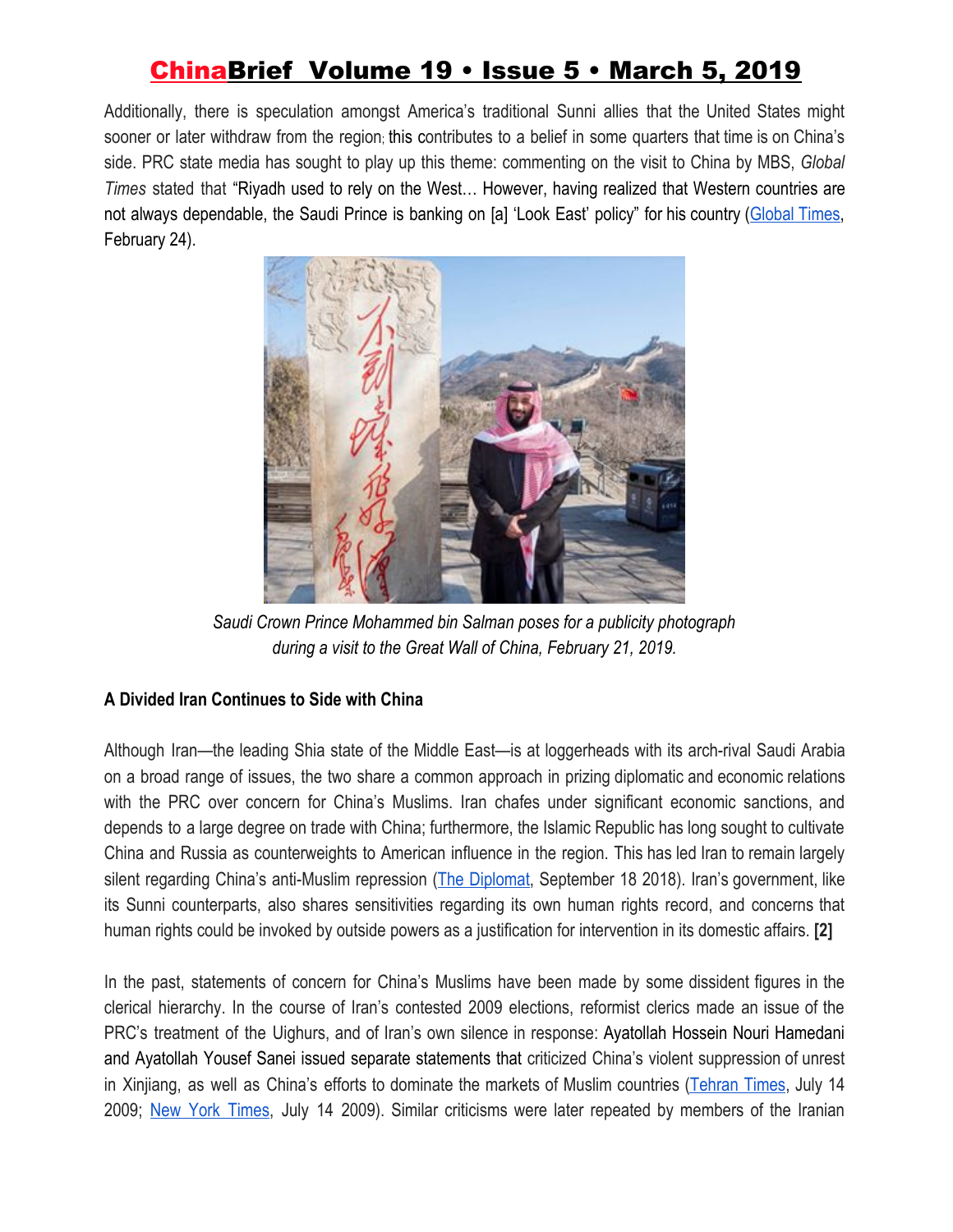Additionally, there is speculation amongst America's traditional Sunni allies that the United States might sooner or later withdraw from the region; this contributes to a belief in some quarters that time is on China's side. PRC state media has sought to play up this theme: commenting on the visit to China by MBS, *Global Times* stated that "Riyadh used to rely on the West… However, having realized that Western countries are not always dependable, the Saudi Prince is banking on [a] 'Look East' policy" for his country (Global Times, February 24).

*Saudi Crown Prince Mohammed bin Salman poses for a publicity photograph during a visit to the Great Wall of China, February 21, 2019.*

**A Divided Iran Continues to Side with China**

Although Iran—the leading Shia state of the Middle East—is at loggerheads with its arch-rival Saudi Arabia on a broad range of issues, the two share a common approach in prizing diplomatic and economic relations with the PRC over concern for China's Muslims. Iran chafes under significant economic sanctions, and depends to a large degree on trade with China; furthermore, the Islamic Republic has long sought to cultivate China and Russia as counterweights to American influence in the region. This has led Iran to remain largely silent regarding China's anti-Muslim repression (The Diplomat, September 18 2018). Iran's government, like its Sunni counterparts, also shares sensitivities regarding its own human rights record, and concerns that human rights could be invoked by outside powers as a justification for intervention in its domestic affairs. **[2]**

In the past, statements of concern for China's Muslims have been made by some dissident figures in the clerical hierarchy. In the course of Iran's contested 2009 elections, reformist clerics made an issue of the PRC's treatment of the Uighurs, and of Iran's own silence in response: Ayatollah Hossein Nouri Hamedani and Ayatollah Yousef Sanei issued separate statements that criticized China's violent suppression of unrest in Xinjiang, as well as China's efforts to dominate the markets of Muslim countries (Tehran Times, July 14 2009; New York Times, July 14 2009). Similar criticisms were later repeated by members of the Iranian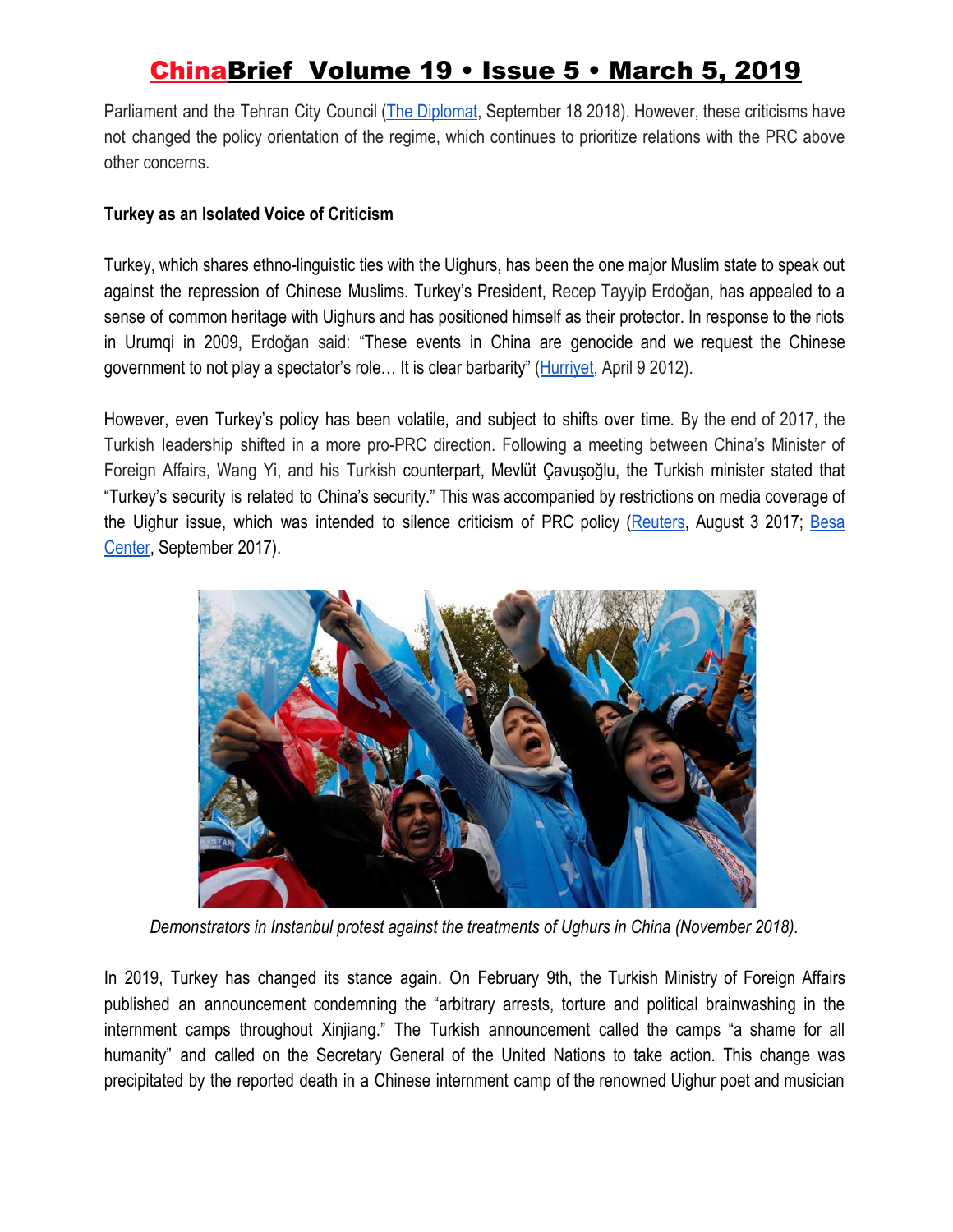Parliament and the Tehran City Council (The Diplomat, September 18 2018). However, these criticisms have not changed the policy orientation of the regime, which continues to prioritize relations with the PRC above other concerns.

**Turkey as an Isolated Voice of Criticism**

Turkey, which shares ethno-linguistic ties with the Uighurs, has been the one major Muslim state to speak out against the repression of Chinese Muslims. Turkey's President, Recep Tayyip Erdoğan, has appealed to a sense of common heritage with Uighurs and has positioned himself as their protector. In response to the riots in Urumqi in 2009, Erdoğan said: "These events in China are genocide and we request the Chinese government to not play a spectator's role… It is clear barbarity" (Hurriyet, April 9 2012).

However, even Turkey's policy has been volatile, and subject to shifts over time. By the end of 2017, the Turkish leadership shifted in a more pro-PRC direction. Following a meeting between China's Minister of Foreign Affairs, Wang Yi, and his Turkish counterpart, Mevlüt Çavuşoğlu, the Turkish minister stated that "Turkey's security is related to China's security." This was accompanied by restrictions on media coverage of the Uighur issue, which was intended to silence criticism of PRC policy (Reuters, August 3 2017; Besa Center, September 2017).

*Demonstrators in Instanbul protest against the treatments of Ughurs in China (November 2018).*

In 2019, Turkey has changed its stance again. On February 9th, the Turkish Ministry of Foreign Affairs published an announcement condemning the "arbitrary arrests, torture and political brainwashing in the internment camps throughout Xinjiang." The Turkish announcement called the camps "a shame for all humanity" and called on the Secretary General of the United Nations to take action. This change was precipitated by the reported death in a Chinese internment camp of the renowned Uighur poet and musician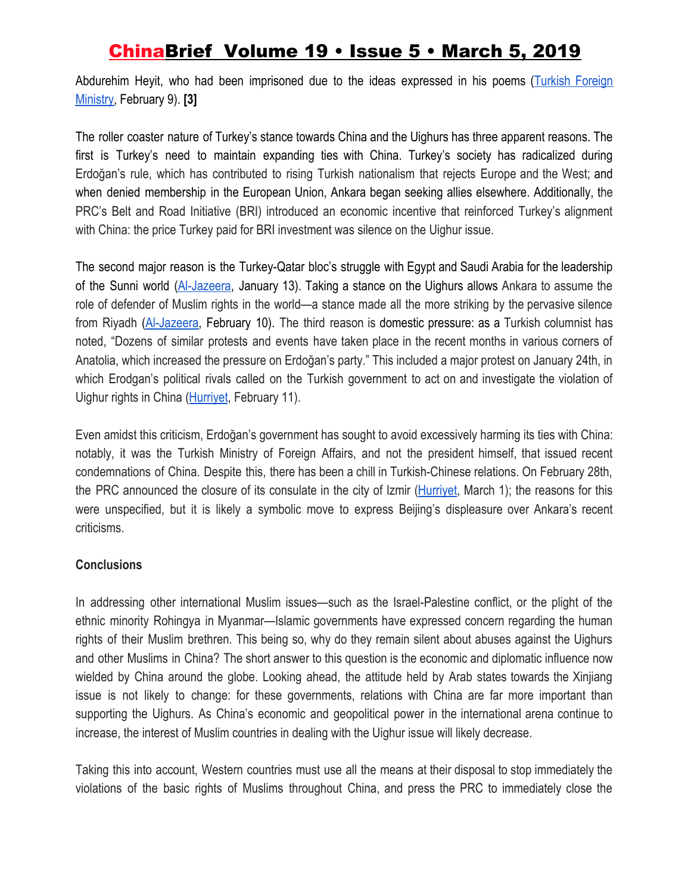Abdurehim Heyit, who had been imprisoned due to the ideas expressed in his poems (Turkish Foreign Ministry, February 9). **[3]**

The roller coaster nature of Turkey's stance towards China and the Uighurs has three apparent reasons. The first is Turkey's need to maintain expanding ties with China. Turkey's society has radicalized during Erdoğan's rule, which has contributed to rising Turkish nationalism that rejects Europe and the West; and when denied membership in the European Union, Ankara began seeking allies elsewhere. Additionally, the PRC's Belt and Road Initiative (BRI) introduced an economic incentive that reinforced Turkey's alignment with China: the price Turkey paid for BRI investment was silence on the Uighur issue.

The second major reason is the Turkey-Qatar bloc's struggle with Egypt and Saudi Arabia for the leadership of the Sunni world (Al-Jazeera, January 13). Taking a stance on the Uighurs allows Ankara to assume the role of defender of Muslim rights in the world—a stance made all the more striking by the pervasive silence from Riyadh (Al-Jazeera, February 10). The third reason is domestic pressure: as a Turkish columnist has noted, "Dozens of similar protests and events have taken place in the recent months in various corners of Anatolia, which increased the pressure on Erdoğan's party." This included a major protest on January 24th, in which Erodgan's political rivals called on the Turkish government to act on and investigate the violation of Uighur rights in China (Hurriyet, February 11).

Even amidst this criticism, Erdoğan's government has sought to avoid excessively harming its ties with China: notably, it was the Turkish Ministry of Foreign Affairs, and not the president himself, that issued recent condemnations of China. Despite this, there has been a chill in Turkish-Chinese relations. On February 28th, the PRC announced the closure of its consulate in the city of Izmir (Hurriyet, March 1); the reasons for this were unspecified, but it is likely a symbolic move to express Beijing's displeasure over Ankara's recent criticisms.

**Conclusions**

In addressing other international Muslim issues—such as the Israel-Palestine conflict, or the plight of the ethnic minority Rohingya in Myanmar—Islamic governments have expressed concern regarding the human rights of their Muslim brethren. This being so, why do they remain silent about abuses against the Uighurs and other Muslims in China? The short answer to this question is the economic and diplomatic influence now wielded by China around the globe. Looking ahead, the attitude held by Arab states towards the Xinjiang issue is not likely to change: for these governments, relations with China are far more important than supporting the Uighurs. As China's economic and geopolitical power in the international arena continue to increase, the interest of Muslim countries in dealing with the Uighur issue will likely decrease.

Taking this into account, Western countries must use all the means at their disposal to stop immediately the violations of the basic rights of Muslims throughout China, and press the PRC to immediately close the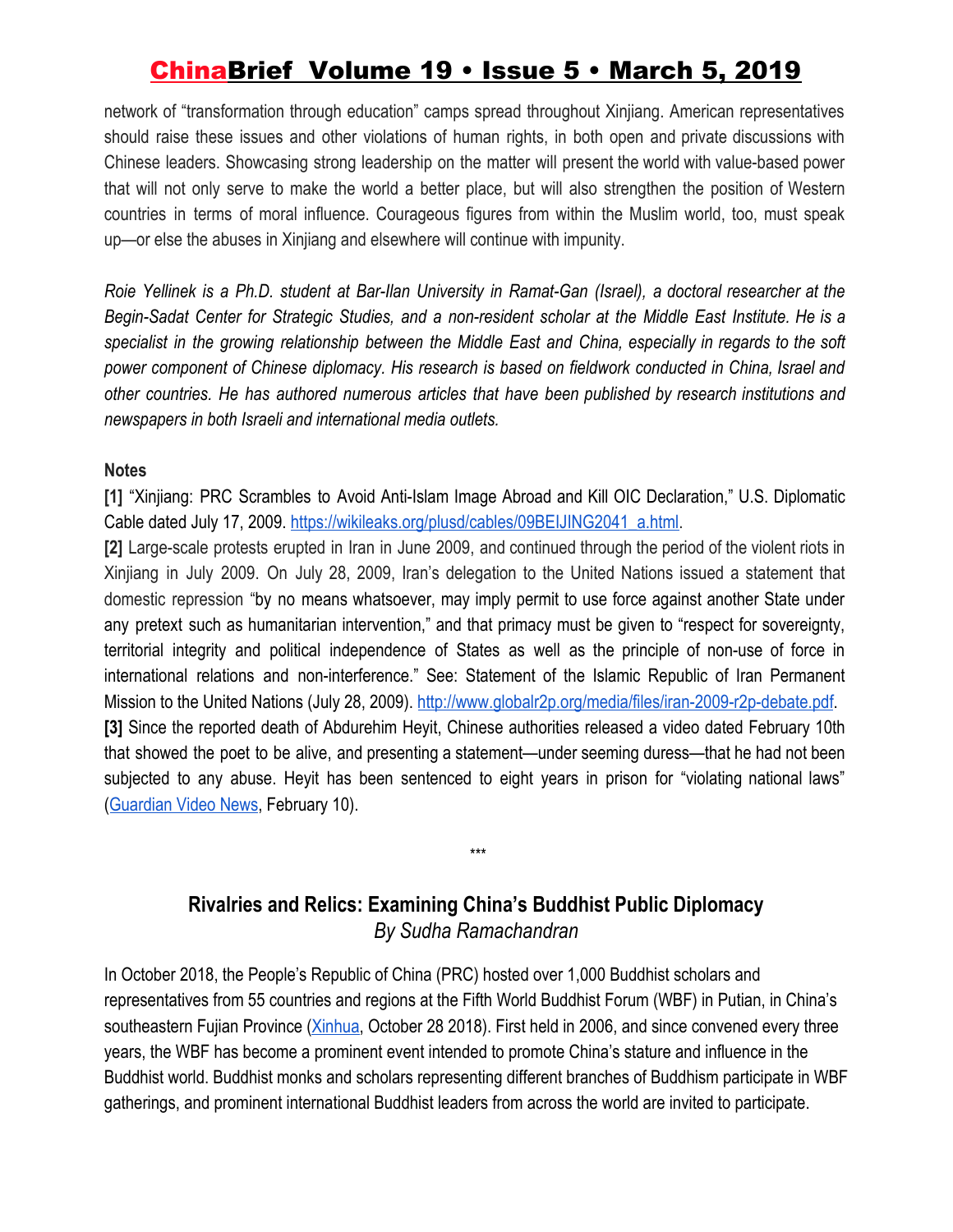network of "transformation through education" camps spread throughout Xinjiang. American representatives should raise these issues and other violations of human rights, in both open and private discussions with Chinese leaders. Showcasing strong leadership on the matter will present the world with value-based power that will not only serve to make the world a better place, but will also strengthen the position of Western countries in terms of moral influence. Courageous figures from within the Muslim world, too, must speak up—or else the abuses in Xinjiang and elsewhere will continue with impunity.

*Roie Yellinek is a Ph.D. student at Bar-Ilan University in Ramat-Gan (Israel), a doctoral researcher at the Begin-Sadat Center for Strategic Studies, and a non-resident scholar at the Middle East Institute. He is a specialist in the growing relationship between the Middle East and China, especially in regards to the soft power component of Chinese diplomacy. His research is based on fieldwork conducted in China, Israel and other countries. He has authored numerous articles that have been published by research institutions and newspapers in both Israeli and international media outlets.*

**Notes**

**[1]** "Xinjiang: PRC Scrambles to Avoid Anti-Islam Image Abroad and Kill OIC Declaration," U.S. Diplomatic Cable dated July 17, 2009. https://wikileaks.org/plusd/cables/09BEIJING2041_a.html.

**[2]** Large-scale protests erupted in Iran in June 2009, and continued through the period of the violent riots in Xinjiang in July 2009. On July 28, 2009, Iran's delegation to the United Nations issued a statement that domestic repression "by no means whatsoever, may imply permit to use force against another State under any pretext such as humanitarian intervention," and that primacy must be given to "respect for sovereignty, territorial integrity and political independence of States as well as the principle of non-use of force in international relations and non-interference." See: Statement of the Islamic Republic of Iran Permanent Mission to the United Nations (July 28, 2009). http://www.globalr2p.org/media/files/iran-2009-r2p-debate.pdf.

**[3]** Since the reported death of Abdurehim Heyit, Chinese authorities released a video dated February 10th that showed the poet to be alive, and presenting a statement—under seeming duress—that he had not been subjected to any abuse. Heyit has been sentenced to eight years in prison for "violating national laws" (Guardian Video News, February 10).

***

## Rivalries and Relics: Examining China's Buddhist Public Diplomacy

*By Sudha Ramachandran*

In October 2018, the People's Republic of China (PRC) hosted over 1,000 Buddhist scholars and representatives from 55 countries and regions at the Fifth World Buddhist Forum (WBF) in Putian, in China's southeastern Fujian Province (Xinhua, October 28 2018). First held in 2006, and since convened every three years, the WBF has become a prominent event intended to promote China's stature and influence in the Buddhist world. Buddhist monks and scholars representing different branches of Buddhism participate in WBF gatherings, and prominent international Buddhist leaders from across the world are invited to participate.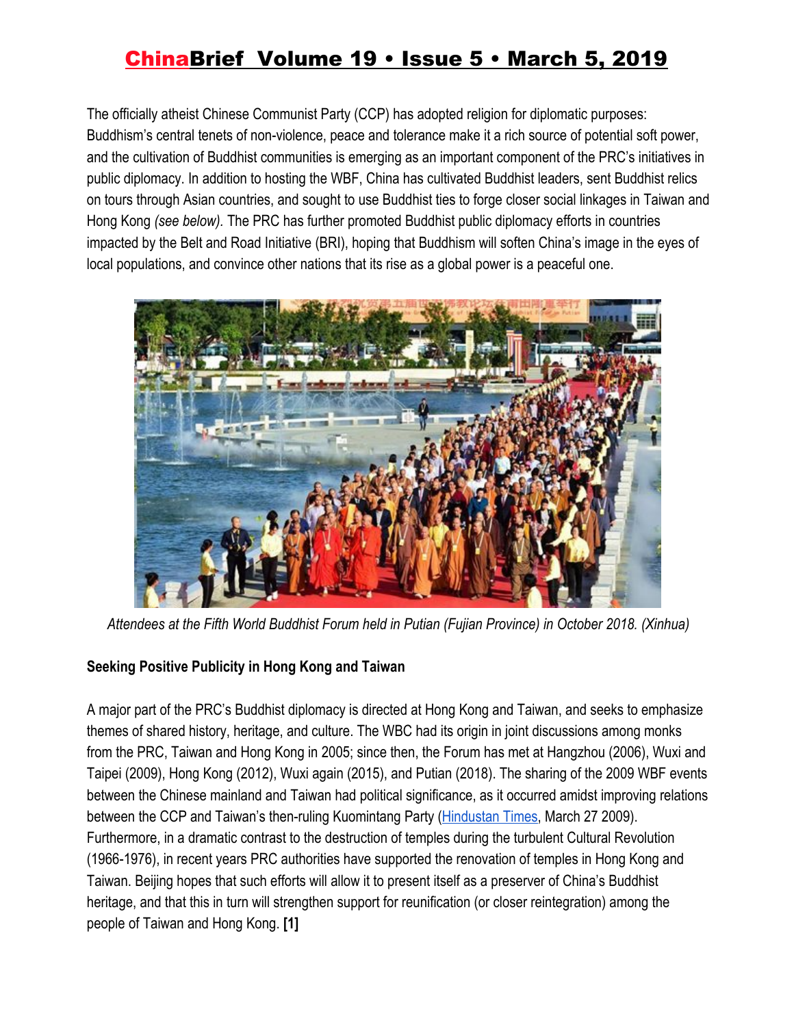The officially atheist Chinese Communist Party (CCP) has adopted religion for diplomatic purposes: Buddhism's central tenets of non-violence, peace and tolerance make it a rich source of potential soft power, and the cultivation of Buddhist communities is emerging as an important component of the PRC's initiatives in public diplomacy. In addition to hosting the WBF, China has cultivated Buddhist leaders, sent Buddhist relics on tours through Asian countries, and sought to use Buddhist ties to forge closer social linkages in Taiwan and Hong Kong *(see below).* The PRC has further promoted Buddhist public diplomacy efforts in countries impacted by the Belt and Road Initiative (BRI), hoping that Buddhism will soften China's image in the eyes of local populations, and convince other nations that its rise as a global power is a peaceful one.

*Attendees at the Fifth World Buddhist Forum held in Putian (Fujian Province) in October 2018. (Xinhua)*

**Seeking Positive Publicity in Hong Kong and Taiwan**

A major part of the PRC's Buddhist diplomacy is directed at Hong Kong and Taiwan, and seeks to emphasize themes of shared history, heritage, and culture. The WBC had its origin in joint discussions among monks from the PRC, Taiwan and Hong Kong in 2005; since then, the Forum has met at Hangzhou (2006), Wuxi and Taipei (2009), Hong Kong (2012), Wuxi again (2015), and Putian (2018). The sharing of the 2009 WBF events between the Chinese mainland and Taiwan had political significance, as it occurred amidst improving relations between the CCP and Taiwan's then-ruling Kuomintang Party (Hindustan Times, March 27 2009). Furthermore, in a dramatic contrast to the destruction of temples during the turbulent Cultural Revolution (1966-1976), in recent years PRC authorities have supported the renovation of temples in Hong Kong and Taiwan. Beijing hopes that such efforts will allow it to present itself as a preserver of China's Buddhist heritage, and that this in turn will strengthen support for reunification (or closer reintegration) among the people of Taiwan and Hong Kong. **[1]**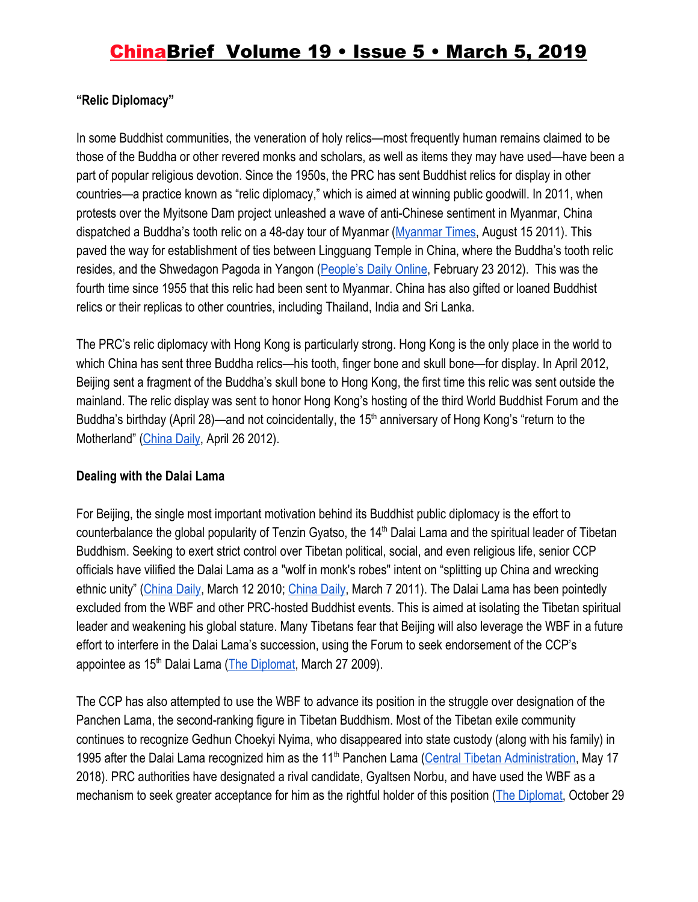**"Relic Diplomacy"**

In some Buddhist communities, the veneration of holy relics—most frequently human remains claimed to be those of the Buddha or other revered monks and scholars, as well as items they may have used—have been a part of popular religious devotion. Since the 1950s, the PRC has sent Buddhist relics for display in other countries—a practice known as "relic diplomacy," which is aimed at winning public goodwill. In 2011, when protests over the Myitsone Dam project unleashed a wave of anti-Chinese sentiment in Myanmar, China dispatched a Buddha's tooth relic on a 48-day tour of Myanmar (Myanmar Times, August 15 2011). This paved the way for establishment of ties between Lingguang Temple in China, where the Buddha's tooth relic resides, and the Shwedagon Pagoda in Yangon (People's Daily Online, February 23 2012). This was the fourth time since 1955 that this relic had been sent to Myanmar. China has also gifted or loaned Buddhist relics or their replicas to other countries, including Thailand, India and Sri Lanka.

The PRC's relic diplomacy with Hong Kong is particularly strong. Hong Kong is the only place in the world to which China has sent three Buddha relics—his tooth, finger bone and skull bone—for display. In April 2012, Beijing sent a fragment of the Buddha's skull bone to Hong Kong, the first time this relic was sent outside the mainland. The relic display was sent to honor Hong Kong's hosting of the third World Buddhist Forum and the Buddha's birthday (April 28)—and not coincidentally, the 15th anniversary of Hong Kong's "return to the Motherland" (China Daily, April 26 2012).

**Dealing with the Dalai Lama**

For Beijing, the single most important motivation behind its Buddhist public diplomacy is the effort to counterbalance the global popularity of Tenzin Gyatso, the 14th Dalai Lama and the spiritual leader of Tibetan Buddhism. Seeking to exert strict control over Tibetan political, social, and even religious life, senior CCP officials have vilified the Dalai Lama as a "wolf in monk's robes" intent on "splitting up China and wrecking ethnic unity" (China Daily, March 12 2010; China Daily, March 7 2011). The Dalai Lama has been pointedly excluded from the WBF and other PRC-hosted Buddhist events. This is aimed at isolating the Tibetan spiritual leader and weakening his global stature. Many Tibetans fear that Beijing will also leverage the WBF in a future effort to interfere in the Dalai Lama's succession, using the Forum to seek endorsement of the CCP's appointee as 15th Dalai Lama (The Diplomat, March 27 2009).

The CCP has also attempted to use the WBF to advance its position in the struggle over designation of the Panchen Lama, the second-ranking figure in Tibetan Buddhism. Most of the Tibetan exile community continues to recognize Gedhun Choekyi Nyima, who disappeared into state custody (along with his family) in 1995 after the Dalai Lama recognized him as the 11th Panchen Lama (Central Tibetan Administration, May 17 2018). PRC authorities have designated a rival candidate, Gyaltsen Norbu, and have used the WBF as a mechanism to seek greater acceptance for him as the rightful holder of this position (The Diplomat, October 29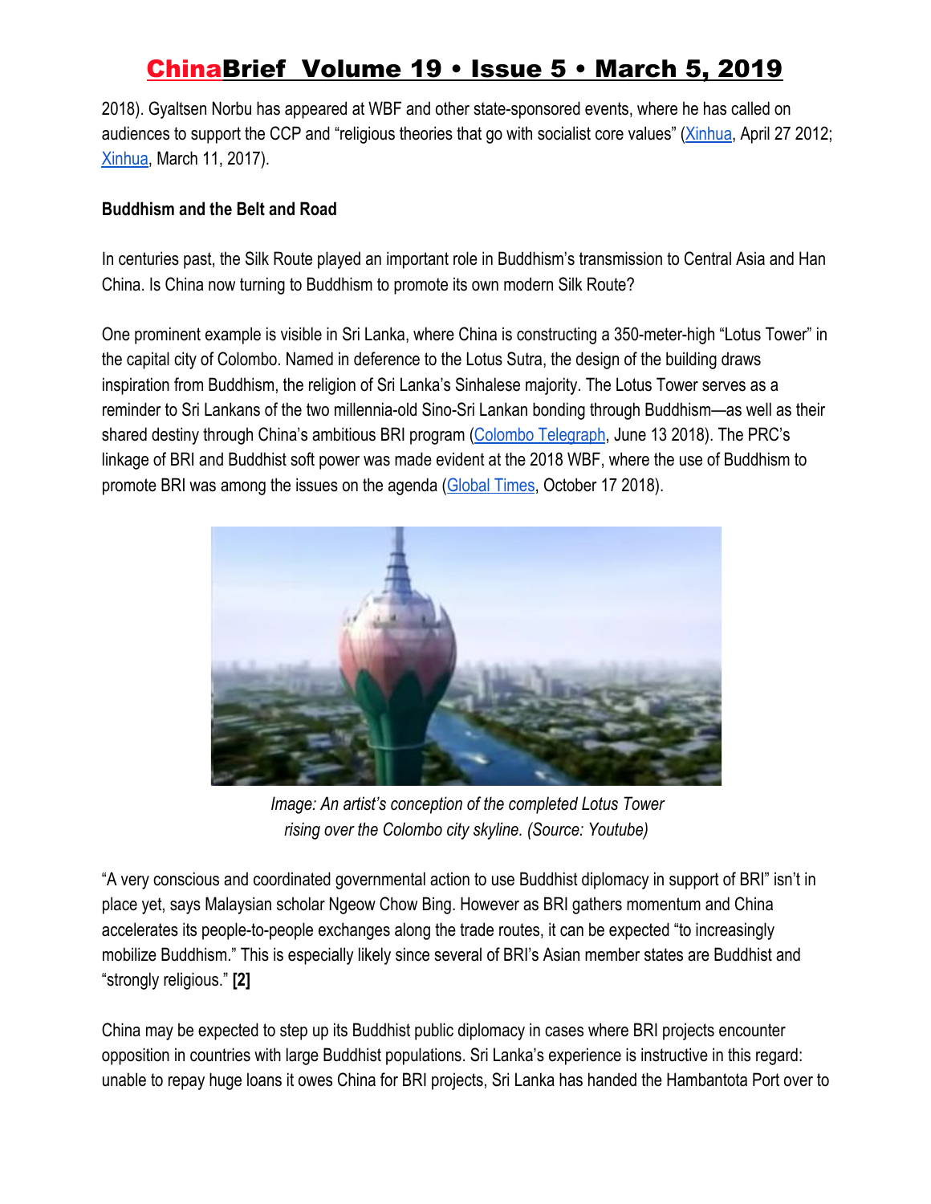2018). Gyaltsen Norbu has appeared at WBF and other state-sponsored events, where he has called on audiences to support the CCP and "religious theories that go with socialist core values" (Xinhua, April 27 2012; Xinhua, March 11, 2017).

**Buddhism and the Belt and Road**

In centuries past, the Silk Route played an important role in Buddhism's transmission to Central Asia and Han China. Is China now turning to Buddhism to promote its own modern Silk Route?

One prominent example is visible in Sri Lanka, where China is constructing a 350-meter-high "Lotus Tower" in the capital city of Colombo. Named in deference to the Lotus Sutra, the design of the building draws inspiration from Buddhism, the religion of Sri Lanka's Sinhalese majority. The Lotus Tower serves as a reminder to Sri Lankans of the two millennia-old Sino-Sri Lankan bonding through Buddhism—as well as their shared destiny through China's ambitious BRI program (Colombo Telegraph, June 13 2018). The PRC's linkage of BRI and Buddhist soft power was made evident at the 2018 WBF, where the use of Buddhism to promote BRI was among the issues on the agenda (Global Times, October 17 2018).

*Image: An artist's conception of the completed Lotus Tower rising over the Colombo city skyline. (Source: Youtube)*

"A very conscious and coordinated governmental action to use Buddhist diplomacy in support of BRI" isn't in place yet, says Malaysian scholar Ngeow Chow Bing. However as BRI gathers momentum and China accelerates its people-to-people exchanges along the trade routes, it can be expected "to increasingly mobilize Buddhism." This is especially likely since several of BRI's Asian member states are Buddhist and "strongly religious." **[2]**

China may be expected to step up its Buddhist public diplomacy in cases where BRI projects encounter opposition in countries with large Buddhist populations. Sri Lanka's experience is instructive in this regard: unable to repay huge loans it owes China for BRI projects, Sri Lanka has handed the Hambantota Port over to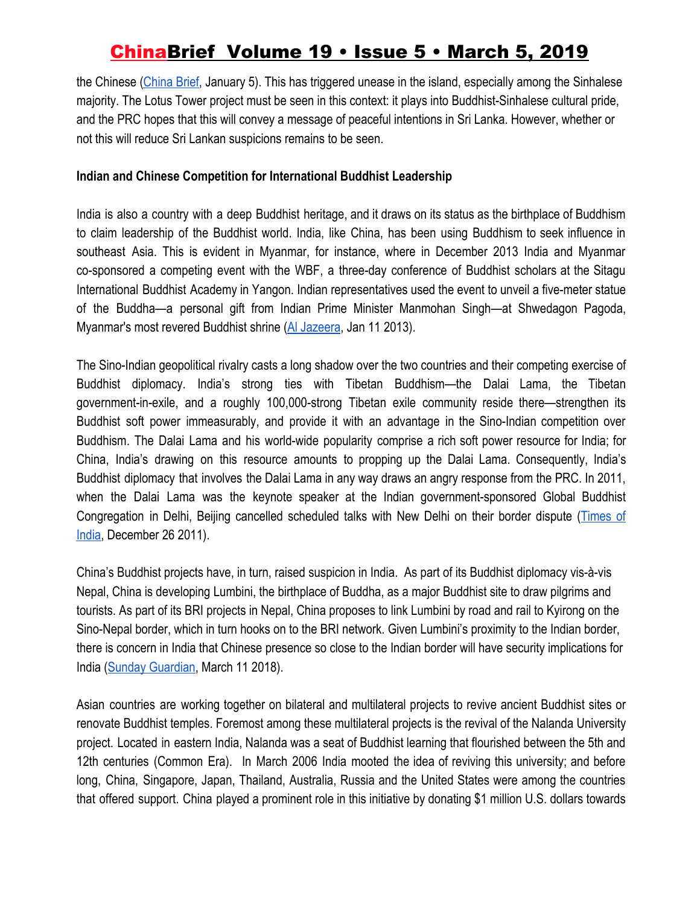the Chinese (China Brief, January 5). This has triggered unease in the island, especially among the Sinhalese majority. The Lotus Tower project must be seen in this context: it plays into Buddhist-Sinhalese cultural pride, and the PRC hopes that this will convey a message of peaceful intentions in Sri Lanka. However, whether or not this will reduce Sri Lankan suspicions remains to be seen.

**Indian and Chinese Competition for International Buddhist Leadership**

India is also a country with a deep Buddhist heritage, and it draws on its status as the birthplace of Buddhism to claim leadership of the Buddhist world. India, like China, has been using Buddhism to seek influence in southeast Asia. This is evident in Myanmar, for instance, where in December 2013 India and Myanmar co-sponsored a competing event with the WBF, a three-day conference of Buddhist scholars at the Sitagu International Buddhist Academy in Yangon. Indian representatives used the event to unveil a five-meter statue of the Buddha—a personal gift from Indian Prime Minister Manmohan Singh—at Shwedagon Pagoda, Myanmar's most revered Buddhist shrine (Al Jazeera, Jan 11 2013).

The Sino-Indian geopolitical rivalry casts a long shadow over the two countries and their competing exercise of Buddhist diplomacy. India's strong ties with Tibetan Buddhism—the Dalai Lama, the Tibetan government-in-exile, and a roughly 100,000-strong Tibetan exile community reside there—strengthen its Buddhist soft power immeasurably, and provide it with an advantage in the Sino-Indian competition over Buddhism. The Dalai Lama and his world-wide popularity comprise a rich soft power resource for India; for China, India's drawing on this resource amounts to propping up the Dalai Lama. Consequently, India's Buddhist diplomacy that involves the Dalai Lama in any way draws an angry response from the PRC. In 2011, when the Dalai Lama was the keynote speaker at the Indian government-sponsored Global Buddhist Congregation in Delhi, Beijing cancelled scheduled talks with New Delhi on their border dispute (Times of India, December 26 2011).

China's Buddhist projects have, in turn, raised suspicion in India. As part of its Buddhist diplomacy vis-à-vis Nepal, China is developing Lumbini, the birthplace of Buddha, as a major Buddhist site to draw pilgrims and tourists. As part of its BRI projects in Nepal, China proposes to link Lumbini by road and rail to Kyirong on the Sino-Nepal border, which in turn hooks on to the BRI network. Given Lumbini's proximity to the Indian border, there is concern in India that Chinese presence so close to the Indian border will have security implications for India (Sunday Guardian, March 11 2018).

Asian countries are working together on bilateral and multilateral projects to revive ancient Buddhist sites or renovate Buddhist temples. Foremost among these multilateral projects is the revival of the Nalanda University project. Located in eastern India, Nalanda was a seat of Buddhist learning that flourished between the 5th and 12th centuries (Common Era). In March 2006 India mooted the idea of reviving this university; and before long, China, Singapore, Japan, Thailand, Australia, Russia and the United States were among the countries that offered support. China played a prominent role in this initiative by donating $1 million U.S. dollars towards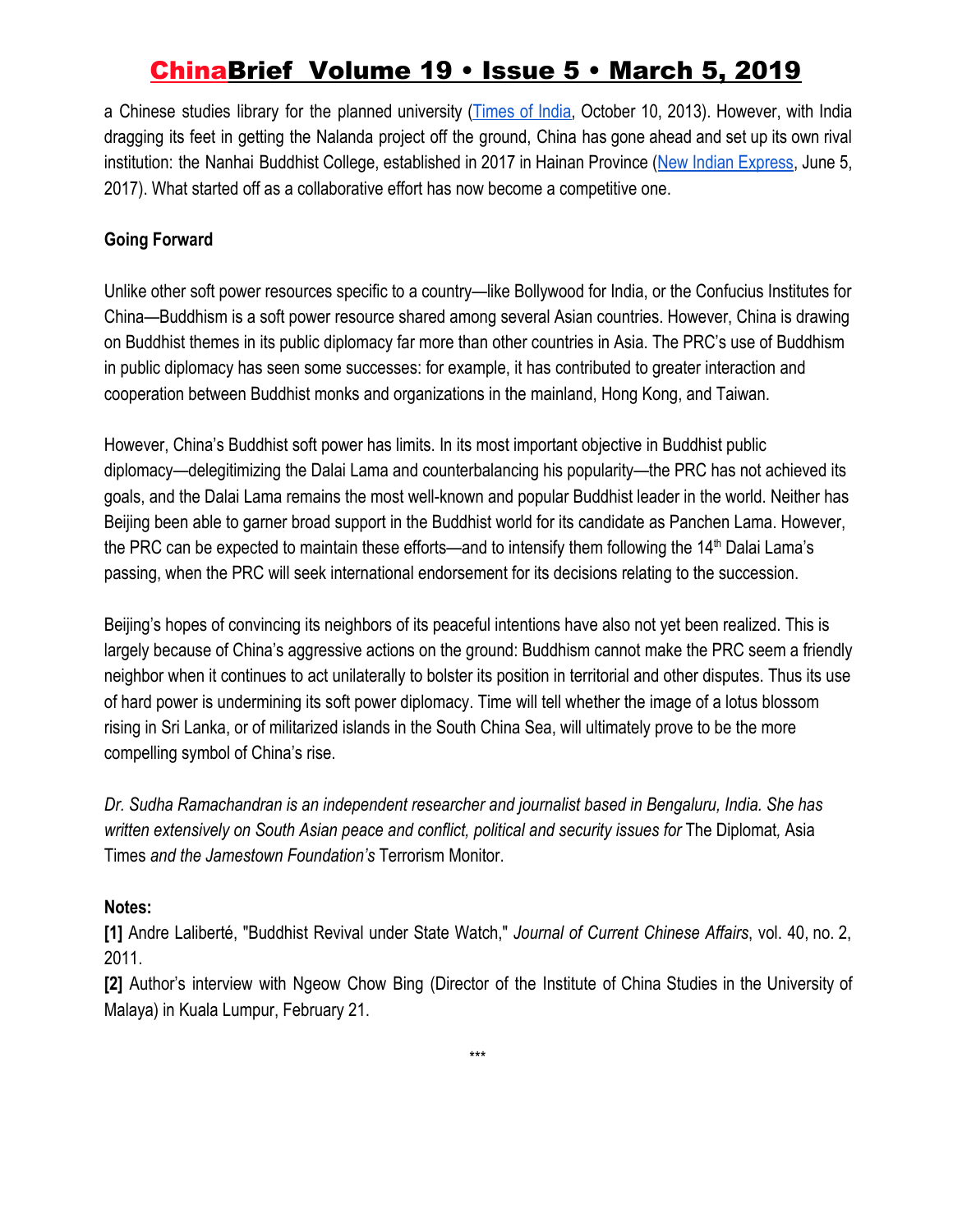a Chinese studies library for the planned university (Times of India, October 10, 2013). However, with India dragging its feet in getting the Nalanda project off the ground, China has gone ahead and set up its own rival institution: the Nanhai Buddhist College, established in 2017 in Hainan Province (New Indian Express, June 5, 2017). What started off as a collaborative effort has now become a competitive one.

**Going Forward**

Unlike other soft power resources specific to a country—like Bollywood for India, or the Confucius Institutes for China—Buddhism is a soft power resource shared among several Asian countries. However, China is drawing on Buddhist themes in its public diplomacy far more than other countries in Asia. The PRC's use of Buddhism in public diplomacy has seen some successes: for example, it has contributed to greater interaction and cooperation between Buddhist monks and organizations in the mainland, Hong Kong, and Taiwan.

However, China's Buddhist soft power has limits. In its most important objective in Buddhist public diplomacy—delegitimizing the Dalai Lama and counterbalancing his popularity—the PRC has not achieved its goals, and the Dalai Lama remains the most well-known and popular Buddhist leader in the world. Neither has Beijing been able to garner broad support in the Buddhist world for its candidate as Panchen Lama. However, the PRC can be expected to maintain these efforts—and to intensify them following the 14th Dalai Lama's passing, when the PRC will seek international endorsement for its decisions relating to the succession.

Beijing's hopes of convincing its neighbors of its peaceful intentions have also not yet been realized. This is largely because of China's aggressive actions on the ground: Buddhism cannot make the PRC seem a friendly neighbor when it continues to act unilaterally to bolster its position in territorial and other disputes. Thus its use of hard power is undermining its soft power diplomacy. Time will tell whether the image of a lotus blossom rising in Sri Lanka, or of militarized islands in the South China Sea, will ultimately prove to be the more compelling symbol of China's rise.

*Dr. Sudha Ramachandran is an independent researcher and journalist based in Bengaluru, India. She has written extensively on South Asian peace and conflict, political and security issues for* The Diplomat*,* Asia Times *and the Jamestown Foundation's* Terrorism Monitor.

**Notes:**

**[1]** Andre Laliberté, "Buddhist Revival under State Watch," *Journal of Current Chinese Affairs*, vol. 40, no. 2, 2011.

**[2]** Author's interview with Ngeow Chow Bing (Director of the Institute of China Studies in the University of Malaya) in Kuala Lumpur, February 21.

***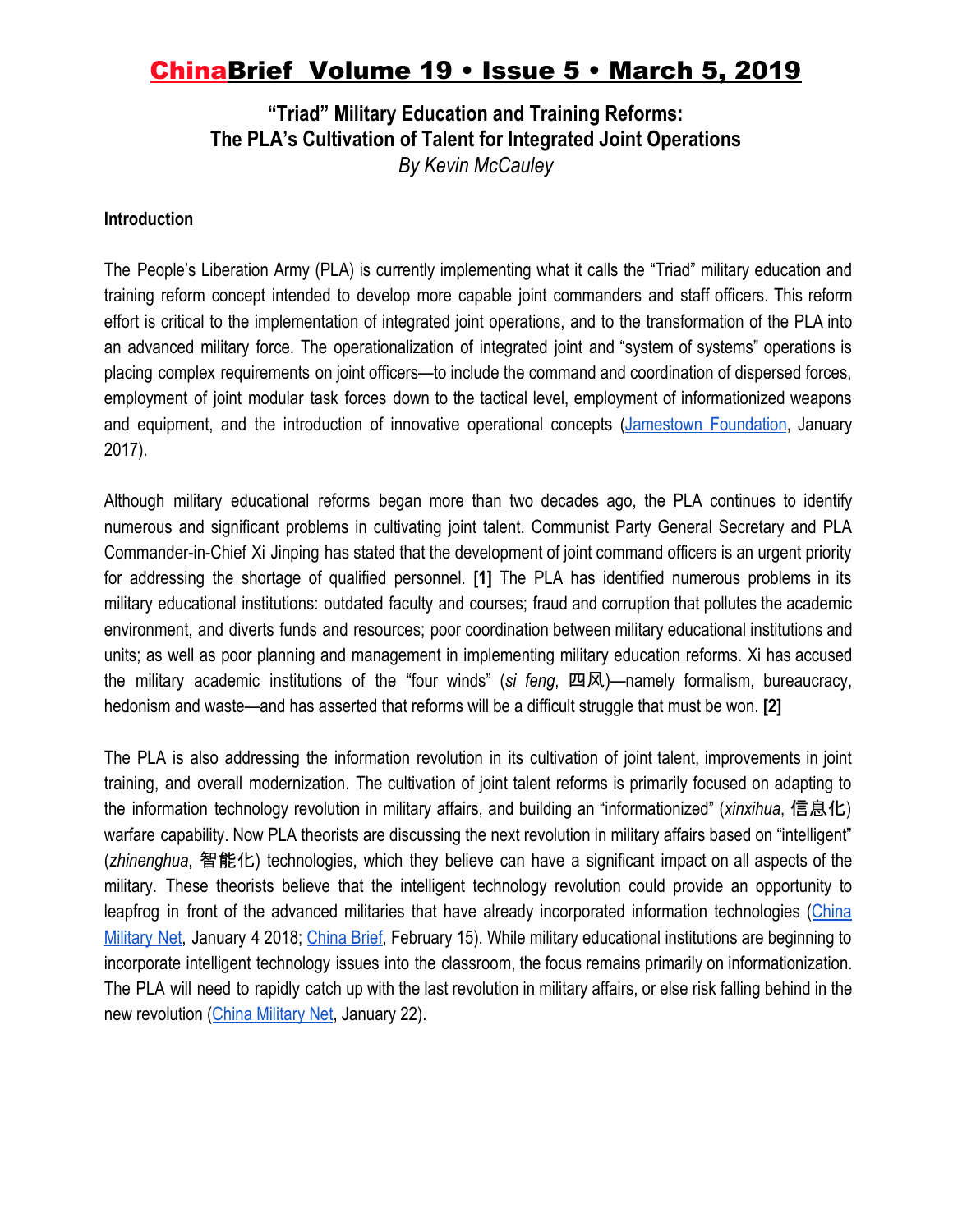## “Triad” Military Education and Training Reforms: The PLA’s Cultivation of Talent for Integrated Joint Operations

*By Kevin McCauley*

### Introduction

The People’s Liberation Army (PLA) is currently implementing what it calls the “Triad” military education and training reform concept intended to develop more capable joint commanders and staff officers. This reform effort is critical to the implementation of integrated joint operations, and to the transformation of the PLA into an advanced military force. The operationalization of integrated joint and “system of systems” operations is placing complex requirements on joint officers—to include the command and coordination of dispersed forces, employment of joint modular task forces down to the tactical level, employment of informationized weapons and equipment, and the introduction of innovative operational concepts (Jamestown Foundation, January 2017).

Although military educational reforms began more than two decades ago, the PLA continues to identify numerous and significant problems in cultivating joint talent. Communist Party General Secretary and PLA Commander-in-Chief Xi Jinping has stated that the development of joint command officers is an urgent priority for addressing the shortage of qualified personnel. **[1]** The PLA has identified numerous problems in its military educational institutions: outdated faculty and courses; fraud and corruption that pollutes the academic environment, and diverts funds and resources; poor coordination between military educational institutions and units; as well as poor planning and management in implementing military education reforms. Xi has accused the military academic institutions of the “four winds” (*si feng*, 四风)—namely formalism, bureaucracy, hedonism and waste—and has asserted that reforms will be a difficult struggle that must be won. **[2]**

The PLA is also addressing the information revolution in its cultivation of joint talent, improvements in joint training, and overall modernization. The cultivation of joint talent reforms is primarily focused on adapting to the information technology revolution in military affairs, and building an “informationized” (*xinxihua*, 信息化) warfare capability. Now PLA theorists are discussing the next revolution in military affairs based on “intelligent” (*zhinenghua*, 智能化) technologies, which they believe can have a significant impact on all aspects of the military. These theorists believe that the intelligent technology revolution could provide an opportunity to leapfrog in front of the advanced militaries that have already incorporated information technologies (China Military Net, January 4 2018; China Brief, February 15). While military educational institutions are beginning to incorporate intelligent technology issues into the classroom, the focus remains primarily on informationization. The PLA will need to rapidly catch up with the last revolution in military affairs, or else risk falling behind in the new revolution (China Military Net, January 22).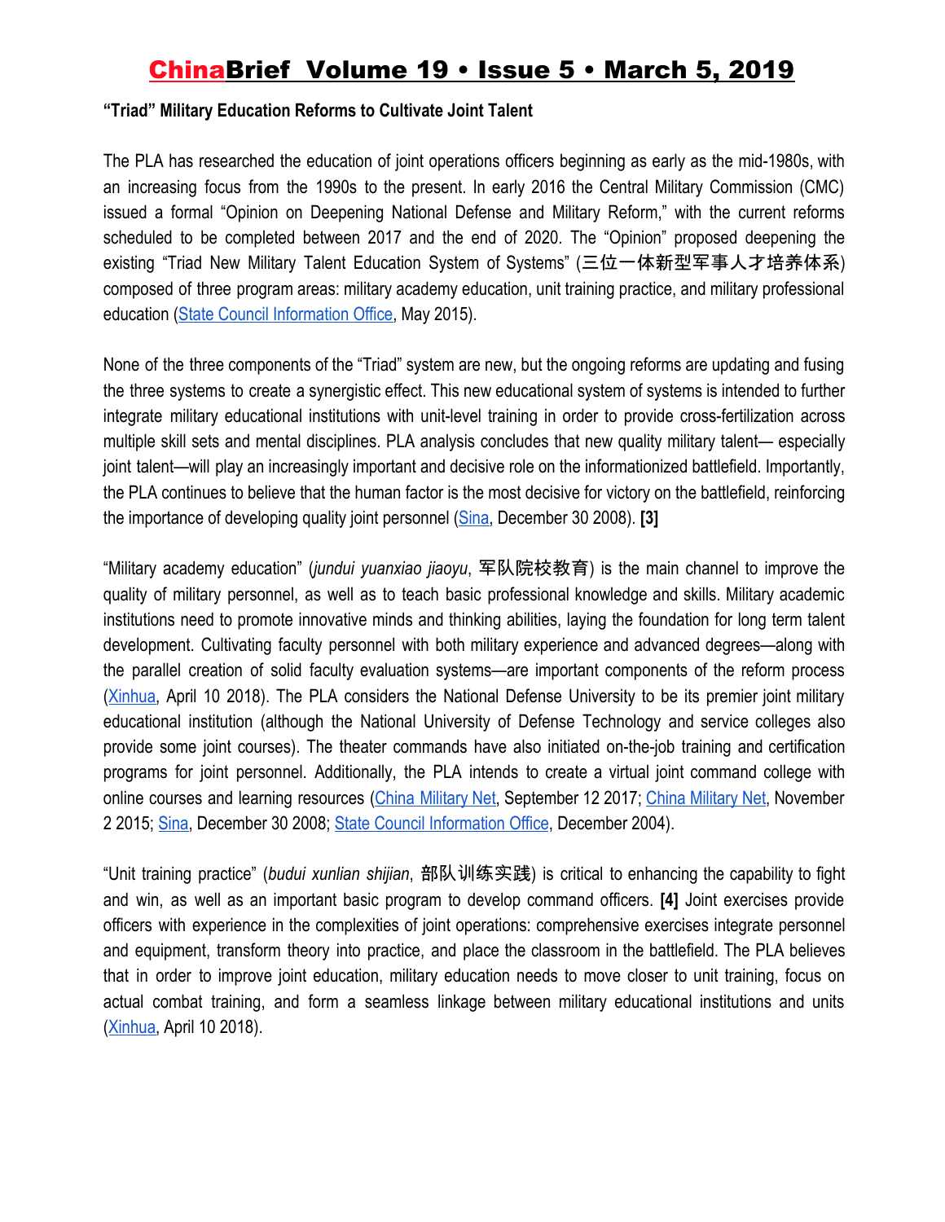**"Triad" Military Education Reforms to Cultivate Joint Talent**

The PLA has researched the education of joint operations officers beginning as early as the mid-1980s, with an increasing focus from the 1990s to the present. In early 2016 the Central Military Commission (CMC) issued a formal "Opinion on Deepening National Defense and Military Reform," with the current reforms scheduled to be completed between 2017 and the end of 2020. The "Opinion" proposed deepening the existing "Triad New Military Talent Education System of Systems" (三位一体新型军事人才培养体系) composed of three program areas: military academy education, unit training practice, and military professional education (State Council Information Office, May 2015).

None of the three components of the "Triad" system are new, but the ongoing reforms are updating and fusing the three systems to create a synergistic effect. This new educational system of systems is intended to further integrate military educational institutions with unit-level training in order to provide cross-fertilization across multiple skill sets and mental disciplines. PLA analysis concludes that new quality military talent— especially joint talent—will play an increasingly important and decisive role on the informationized battlefield. Importantly, the PLA continues to believe that the human factor is the most decisive for victory on the battlefield, reinforcing the importance of developing quality joint personnel (Sina, December 30 2008). **[3]**

"Military academy education" (*jundui yuanxiao jiaoyu*, 军队院校教育) is the main channel to improve the quality of military personnel, as well as to teach basic professional knowledge and skills. Military academic institutions need to promote innovative minds and thinking abilities, laying the foundation for long term talent development. Cultivating faculty personnel with both military experience and advanced degrees—along with the parallel creation of solid faculty evaluation systems—are important components of the reform process (Xinhua, April 10 2018). The PLA considers the National Defense University to be its premier joint military educational institution (although the National University of Defense Technology and service colleges also provide some joint courses). The theater commands have also initiated on-the-job training and certification programs for joint personnel. Additionally, the PLA intends to create a virtual joint command college with online courses and learning resources (China Military Net, September 12 2017; China Military Net, November 2 2015; Sina, December 30 2008; State Council Information Office, December 2004).

"Unit training practice" (*budui xunlian shijian*, 部队训练实践) is critical to enhancing the capability to fight and win, as well as an important basic program to develop command officers. **[4]** Joint exercises provide officers with experience in the complexities of joint operations: comprehensive exercises integrate personnel and equipment, transform theory into practice, and place the classroom in the battlefield. The PLA believes that in order to improve joint education, military education needs to move closer to unit training, focus on actual combat training, and form a seamless linkage between military educational institutions and units (Xinhua, April 10 2018).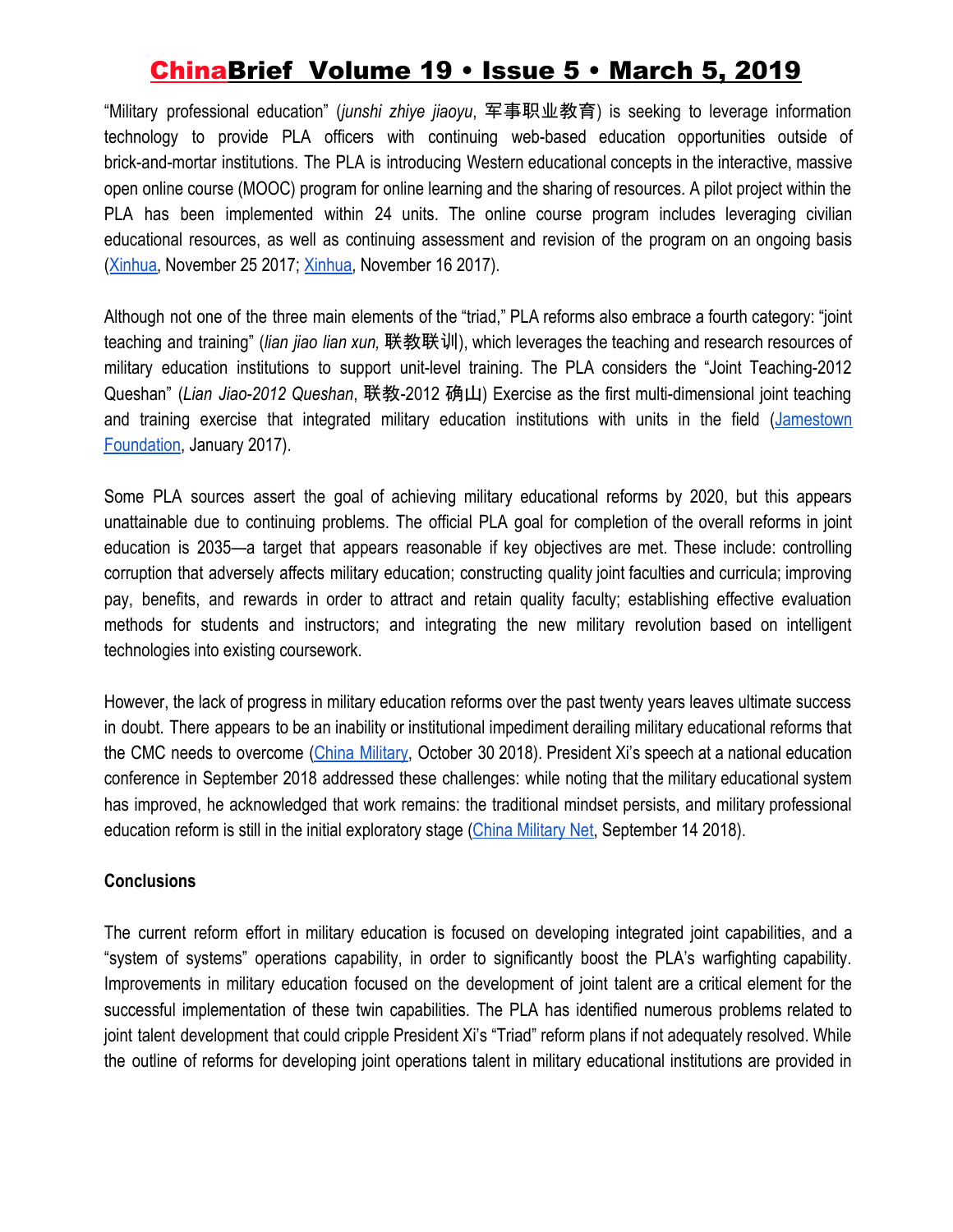"Military professional education" (*junshi zhiye jiaoyu*, 军事职业教育) is seeking to leverage information technology to provide PLA officers with continuing web-based education opportunities outside of brick-and-mortar institutions. The PLA is introducing Western educational concepts in the interactive, massive open online course (MOOC) program for online learning and the sharing of resources. A pilot project within the PLA has been implemented within 24 units. The online course program includes leveraging civilian educational resources, as well as continuing assessment and revision of the program on an ongoing basis (Xinhua, November 25 2017; Xinhua, November 16 2017).

Although not one of the three main elements of the "triad," PLA reforms also embrace a fourth category: "joint teaching and training" (*lian jiao lian xun,* 联教联训), which leverages the teaching and research resources of military education institutions to support unit-level training. The PLA considers the "Joint Teaching-2012 Queshan" (*Lian Jiao-2012 Queshan*, 联教-2012 确山) Exercise as the first multi-dimensional joint teaching and training exercise that integrated military education institutions with units in the field (Jamestown Foundation, January 2017).

Some PLA sources assert the goal of achieving military educational reforms by 2020, but this appears unattainable due to continuing problems. The official PLA goal for completion of the overall reforms in joint education is 2035—a target that appears reasonable if key objectives are met. These include: controlling corruption that adversely affects military education; constructing quality joint faculties and curricula; improving pay, benefits, and rewards in order to attract and retain quality faculty; establishing effective evaluation methods for students and instructors; and integrating the new military revolution based on intelligent technologies into existing coursework.

However, the lack of progress in military education reforms over the past twenty years leaves ultimate success in doubt. There appears to be an inability or institutional impediment derailing military educational reforms that the CMC needs to overcome (China Military, October 30 2018). President Xi's speech at a national education conference in September 2018 addressed these challenges: while noting that the military educational system has improved, he acknowledged that work remains: the traditional mindset persists, and military professional education reform is still in the initial exploratory stage (China Military Net, September 14 2018).

**Conclusions**

The current reform effort in military education is focused on developing integrated joint capabilities, and a "system of systems" operations capability, in order to significantly boost the PLA's warfighting capability. Improvements in military education focused on the development of joint talent are a critical element for the successful implementation of these twin capabilities. The PLA has identified numerous problems related to joint talent development that could cripple President Xi's "Triad" reform plans if not adequately resolved. While the outline of reforms for developing joint operations talent in military educational institutions are provided in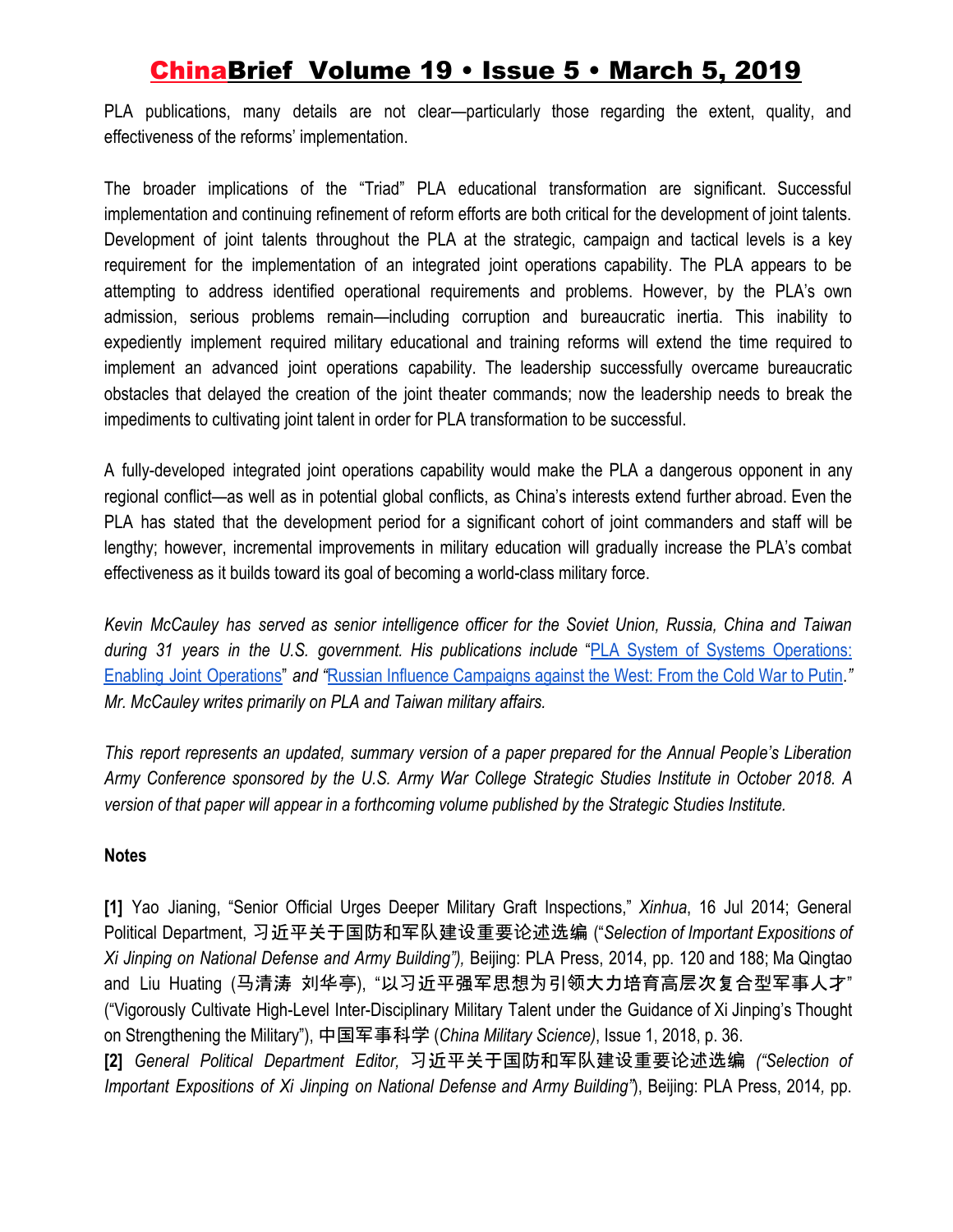PLA publications, many details are not clear—particularly those regarding the extent, quality, and effectiveness of the reforms' implementation.

The broader implications of the "Triad" PLA educational transformation are significant. Successful implementation and continuing refinement of reform efforts are both critical for the development of joint talents. Development of joint talents throughout the PLA at the strategic, campaign and tactical levels is a key requirement for the implementation of an integrated joint operations capability. The PLA appears to be attempting to address identified operational requirements and problems. However, by the PLA's own admission, serious problems remain—including corruption and bureaucratic inertia. This inability to expediently implement required military educational and training reforms will extend the time required to implement an advanced joint operations capability. The leadership successfully overcame bureaucratic obstacles that delayed the creation of the joint theater commands; now the leadership needs to break the impediments to cultivating joint talent in order for PLA transformation to be successful.

A fully-developed integrated joint operations capability would make the PLA a dangerous opponent in any regional conflict—as well as in potential global conflicts, as China's interests extend further abroad. Even the PLA has stated that the development period for a significant cohort of joint commanders and staff will be lengthy; however, incremental improvements in military education will gradually increase the PLA's combat effectiveness as it builds toward its goal of becoming a world-class military force.

*Kevin McCauley has served as senior intelligence officer for the Soviet Union, Russia, China and Taiwan during 31 years in the U.S. government. His publications include* "PLA System of Systems Operations: Enabling Joint Operations" *and "*Russian Influence Campaigns against the West: From the Cold War to Putin*." Mr. McCauley writes primarily on PLA and Taiwan military affairs.*

*This report represents an updated, summary version of a paper prepared for the Annual People's Liberation Army Conference sponsored by the U.S. Army War College Strategic Studies Institute in October 2018. A version of that paper will appear in a forthcoming volume published by the Strategic Studies Institute.*

**Notes**

**[1]** Yao Jianing, "Senior Official Urges Deeper Military Graft Inspections," *Xinhua*, 16 Jul 2014; General Political Department, 习近平关于国防和军队建设重要论述选编 ("*Selection of Important Expositions of Xi Jinping on National Defense and Army Building"),* Beijing: PLA Press, 2014, pp. 120 and 188; Ma Qingtao and Liu Huating (马清涛 刘华亭), "以习近平强军思想为引领大力培育高层次复合型军事人才" ("Vigorously Cultivate High-Level Inter-Disciplinary Military Talent under the Guidance of Xi Jinping's Thought on Strengthening the Military"), 中国军事科学 (*China Military Science)*, Issue 1, 2018, p. 36.

**[2]** *General Political Department Editor,* 习近平关于国防和军队建设重要论述选编 *("Selection of Important Expositions of Xi Jinping on National Defense and Army Building"*), Beijing: PLA Press, 2014*,* pp.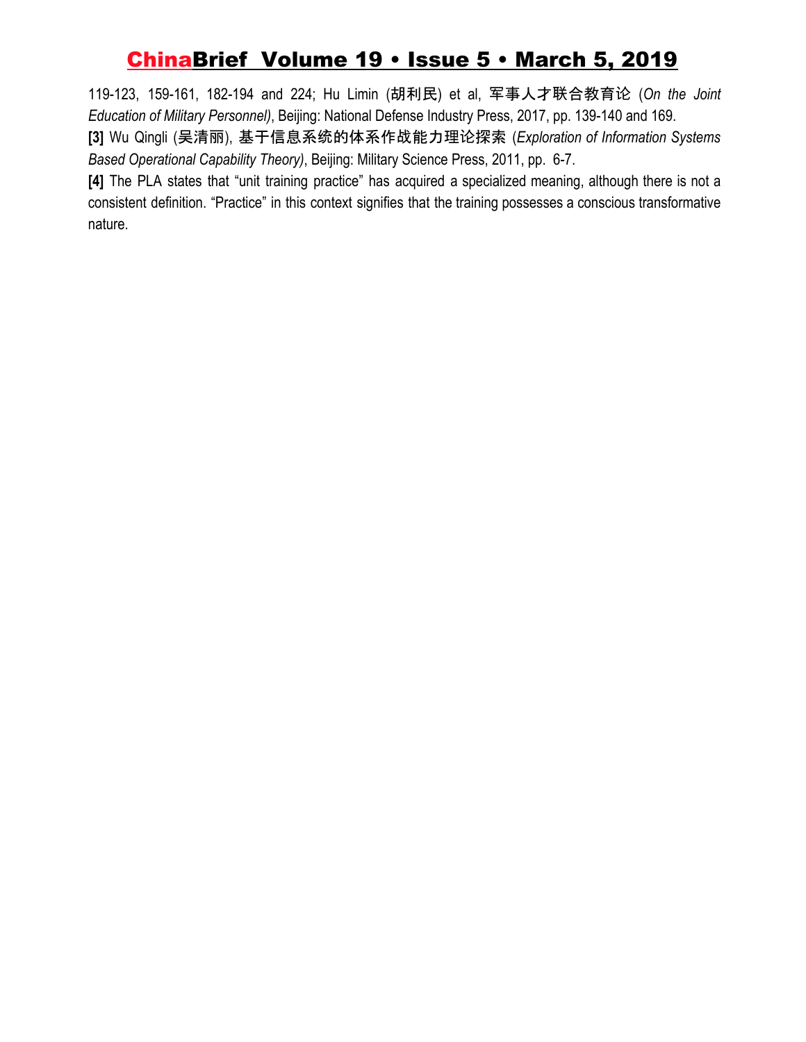119-123, 159-161, 182-194 and 224; Hu Limin (胡利民) et al, 军事人才联合教育论 (*On the Joint Education of Military Personnel)*, Beijing: National Defense Industry Press, 2017, pp. 139-140 and 169.

**[3]** Wu Qingli (吴清丽), 基于信息系统的体系作战能力理论探索 (*Exploration of Information Systems Based Operational Capability Theory)*, Beijing: Military Science Press, 2011, pp. 6-7.

**[4]** The PLA states that "unit training practice" has acquired a specialized meaning, although there is not a consistent definition. "Practice" in this context signifies that the training possesses a conscious transformative nature.